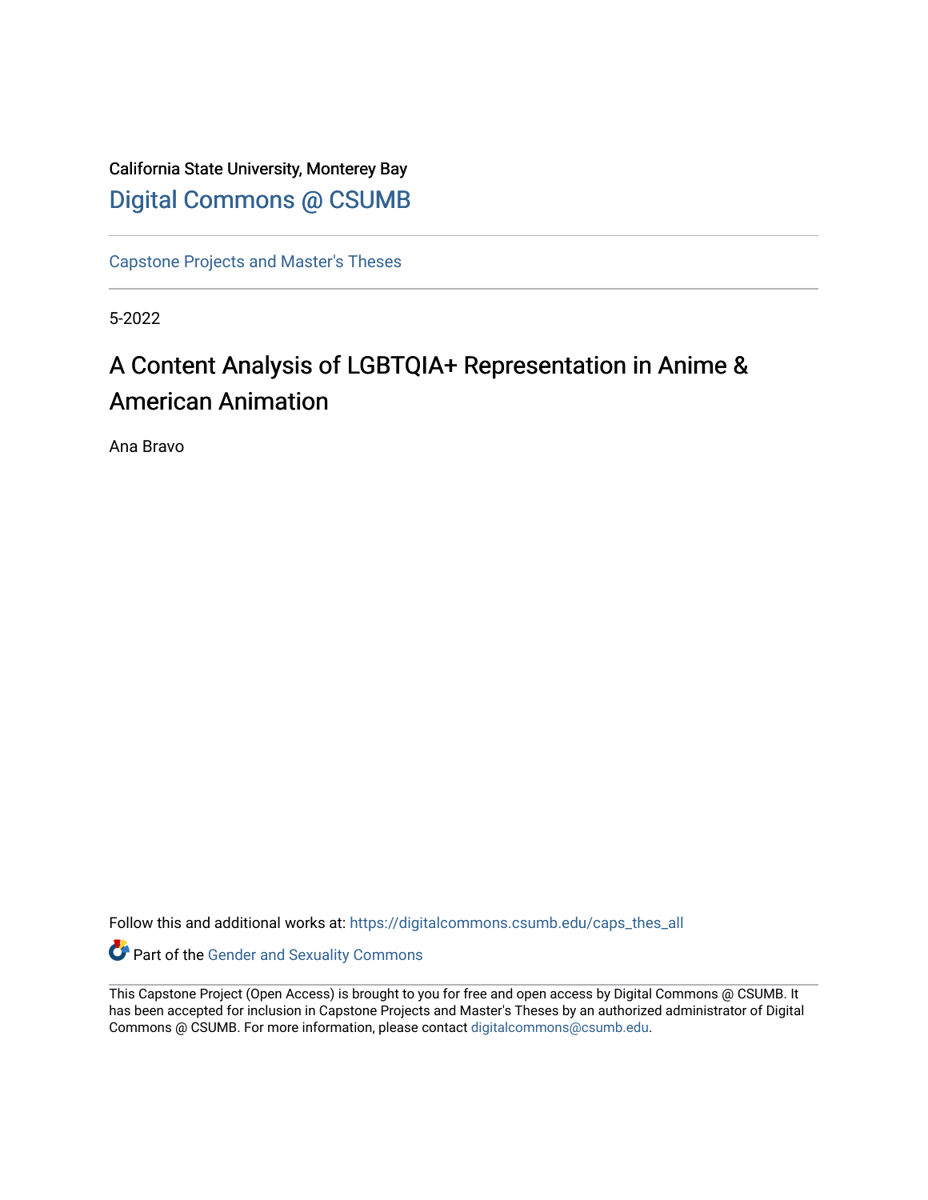California State University, Monterey Bay

Digital Commons @ CSUMB

Capstone Projects and Master's Theses

5-2022

# A Content Analysis of LGBTQIA+ Representation in Anime & American Animation

Ana Bravo

Follow this and additional works at: https://digitalcommons.csumb.edu/caps_thes_all

Part of the Gender and Sexuality Commons

This Capstone Project (Open Access) is brought to you for free and open access by Digital Commons @ CSUMB. It has been accepted for inclusion in Capstone Projects and Master's Theses by an authorized administrator of Digital Commons @ CSUMB. For more information, please contact digitalcommons@csumb.edu.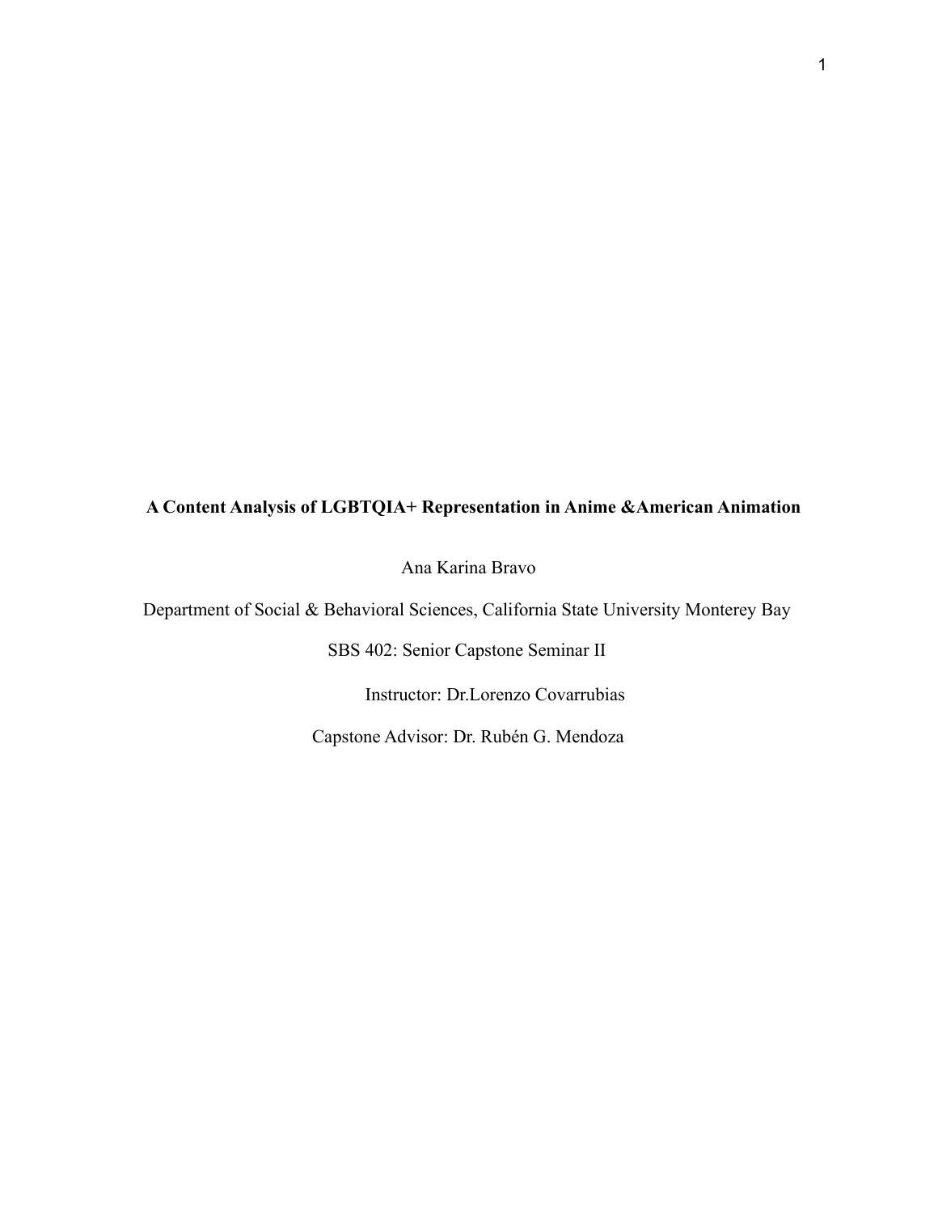**A Content Analysis of LGBTQIA+ Representation in Anime &American Animation**

Ana Karina Bravo

Department of Social & Behavioral Sciences, California State University Monterey Bay

SBS 402: Senior Capstone Seminar II

Instructor: Dr.Lorenzo Covarrubias

Capstone Advisor: Dr. Rubén G. Mendoza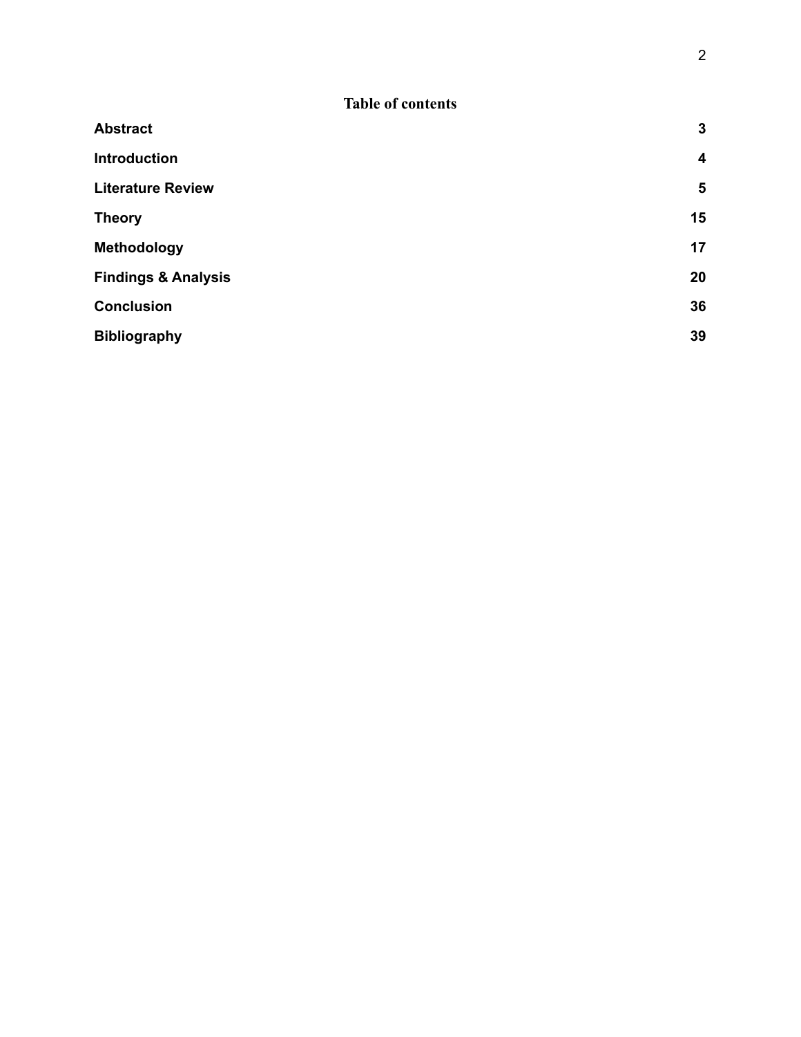# Table of contents

| | |
|---|---|
| **Abstract** | **3** |
| **Introduction** | **4** |
| **Literature Review** | **5** |
| **Theory** | **15** |
| **Methodology** | **17** |
| **Findings & Analysis** | **20** |
| **Conclusion** | **36** |
| **Bibliography** | **39** |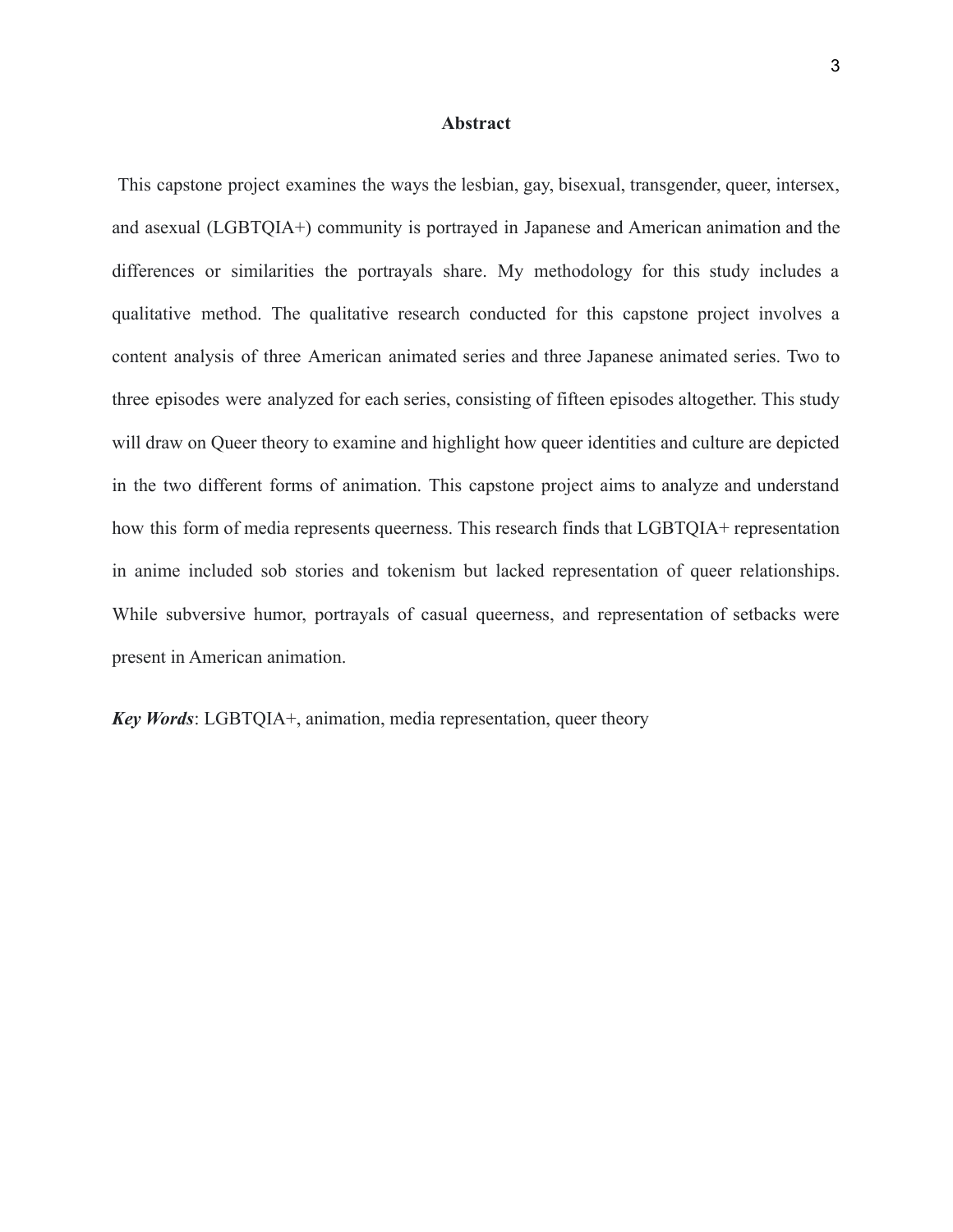# Abstract

This capstone project examines the ways the lesbian, gay, bisexual, transgender, queer, intersex, and asexual (LGBTQIA+) community is portrayed in Japanese and American animation and the differences or similarities the portrayals share. My methodology for this study includes a qualitative method. The qualitative research conducted for this capstone project involves a content analysis of three American animated series and three Japanese animated series. Two to three episodes were analyzed for each series, consisting of fifteen episodes altogether. This study will draw on Queer theory to examine and highlight how queer identities and culture are depicted in the two different forms of animation. This capstone project aims to analyze and understand how this form of media represents queerness. This research finds that LGBTQIA+ representation in anime included sob stories and tokenism but lacked representation of queer relationships. While subversive humor, portrayals of casual queerness, and representation of setbacks were present in American animation.

***Key Words***: LGBTQIA+, animation, media representation, queer theory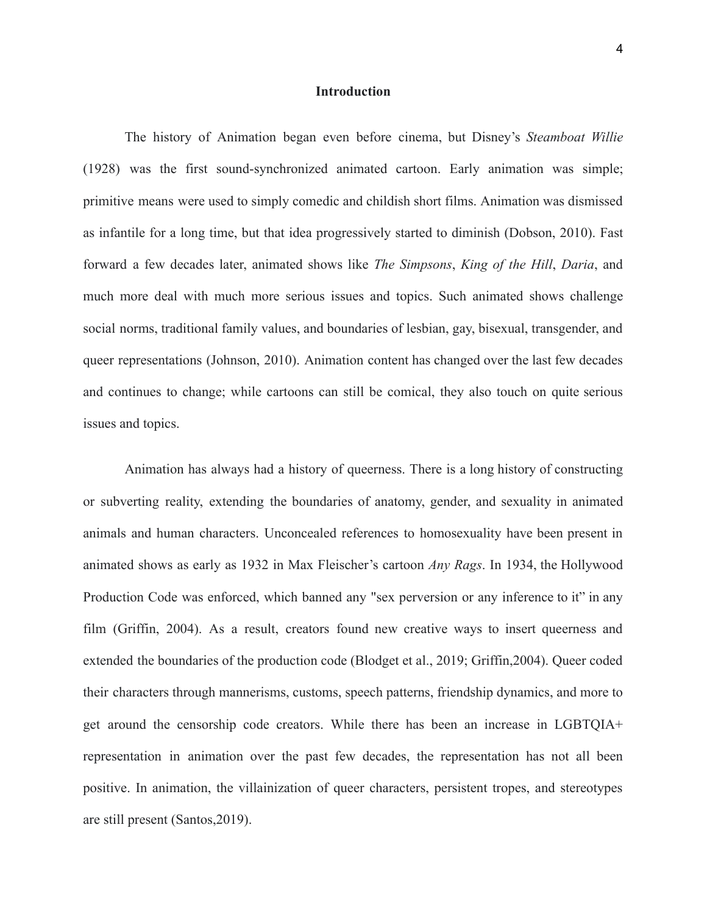## Introduction

The history of Animation began even before cinema, but Disney's *Steamboat Willie* (1928) was the first sound-synchronized animated cartoon. Early animation was simple; primitive means were used to simply comedic and childish short films. Animation was dismissed as infantile for a long time, but that idea progressively started to diminish (Dobson, 2010). Fast forward a few decades later, animated shows like *The Simpsons*, *King of the Hill*, *Daria*, and much more deal with much more serious issues and topics. Such animated shows challenge social norms, traditional family values, and boundaries of lesbian, gay, bisexual, transgender, and queer representations (Johnson, 2010). Animation content has changed over the last few decades and continues to change; while cartoons can still be comical, they also touch on quite serious issues and topics.

Animation has always had a history of queerness. There is a long history of constructing or subverting reality, extending the boundaries of anatomy, gender, and sexuality in animated animals and human characters. Unconcealed references to homosexuality have been present in animated shows as early as 1932 in Max Fleischer's cartoon *Any Rags*. In 1934, the Hollywood Production Code was enforced, which banned any "sex perversion or any inference to it" in any film (Griffin, 2004). As a result, creators found new creative ways to insert queerness and extended the boundaries of the production code (Blodget et al., 2019; Griffin,2004). Queer coded their characters through mannerisms, customs, speech patterns, friendship dynamics, and more to get around the censorship code creators. While there has been an increase in LGBTQIA+ representation in animation over the past few decades, the representation has not all been positive. In animation, the villainization of queer characters, persistent tropes, and stereotypes are still present (Santos,2019).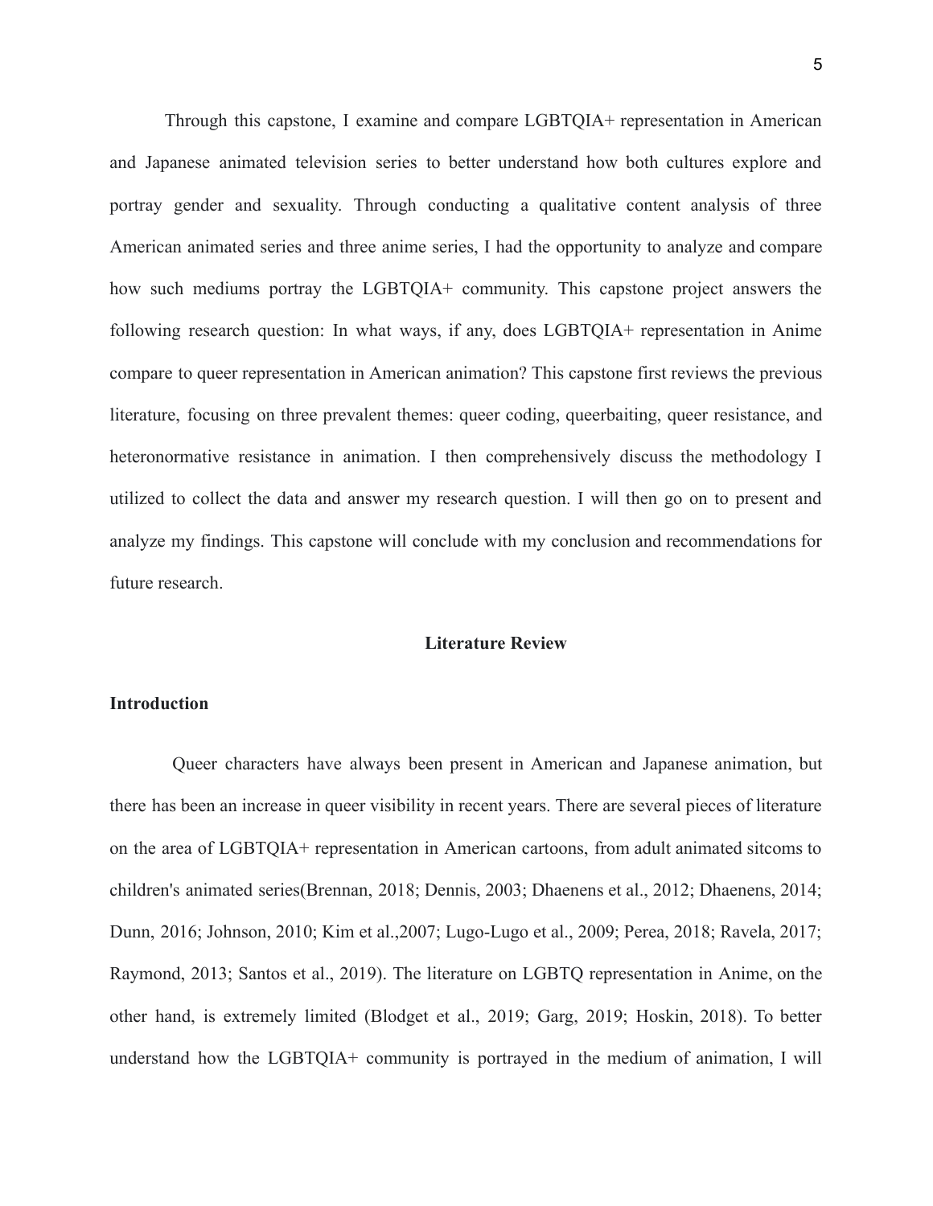Through this capstone, I examine and compare LGBTQIA+ representation in American and Japanese animated television series to better understand how both cultures explore and portray gender and sexuality. Through conducting a qualitative content analysis of three American animated series and three anime series, I had the opportunity to analyze and compare how such mediums portray the LGBTQIA+ community. This capstone project answers the following research question: In what ways, if any, does LGBTQIA+ representation in Anime compare to queer representation in American animation? This capstone first reviews the previous literature, focusing on three prevalent themes: queer coding, queerbaiting, queer resistance, and heteronormative resistance in animation. I then comprehensively discuss the methodology I utilized to collect the data and answer my research question. I will then go on to present and analyze my findings. This capstone will conclude with my conclusion and recommendations for future research.

## Literature Review

### Introduction

Queer characters have always been present in American and Japanese animation, but there has been an increase in queer visibility in recent years. There are several pieces of literature on the area of LGBTQIA+ representation in American cartoons, from adult animated sitcoms to children's animated series(Brennan, 2018; Dennis, 2003; Dhaenens et al., 2012; Dhaenens, 2014; Dunn, 2016; Johnson, 2010; Kim et al.,2007; Lugo-Lugo et al., 2009; Perea, 2018; Ravela, 2017; Raymond, 2013; Santos et al., 2019). The literature on LGBTQ representation in Anime, on the other hand, is extremely limited (Blodget et al., 2019; Garg, 2019; Hoskin, 2018). To better understand how the LGBTQIA+ community is portrayed in the medium of animation, I will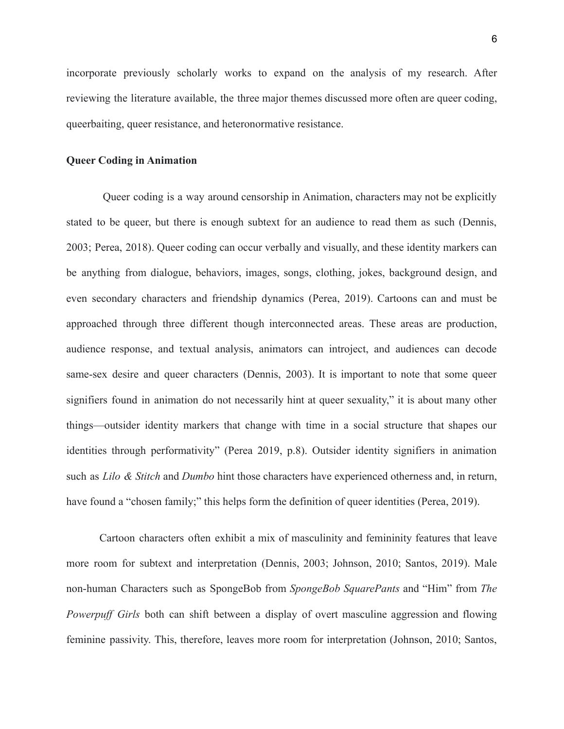incorporate previously scholarly works to expand on the analysis of my research. After reviewing the literature available, the three major themes discussed more often are queer coding, queerbaiting, queer resistance, and heteronormative resistance.

**Queer Coding in Animation**

Queer coding is a way around censorship in Animation, characters may not be explicitly stated to be queer, but there is enough subtext for an audience to read them as such (Dennis, 2003; Perea, 2018). Queer coding can occur verbally and visually, and these identity markers can be anything from dialogue, behaviors, images, songs, clothing, jokes, background design, and even secondary characters and friendship dynamics (Perea, 2019). Cartoons can and must be approached through three different though interconnected areas. These areas are production, audience response, and textual analysis, animators can introject, and audiences can decode same-sex desire and queer characters (Dennis, 2003). It is important to note that some queer signifiers found in animation do not necessarily hint at queer sexuality," it is about many other things—outsider identity markers that change with time in a social structure that shapes our identities through performativity" (Perea 2019, p.8). Outsider identity signifiers in animation such as *Lilo & Stitch* and *Dumbo* hint those characters have experienced otherness and, in return, have found a "chosen family;" this helps form the definition of queer identities (Perea, 2019).

Cartoon characters often exhibit a mix of masculinity and femininity features that leave more room for subtext and interpretation (Dennis, 2003; Johnson, 2010; Santos, 2019). Male non-human Characters such as SpongeBob from *SpongeBob SquarePants* and "Him" from *The Powerpuff Girls* both can shift between a display of overt masculine aggression and flowing feminine passivity. This, therefore, leaves more room for interpretation (Johnson, 2010; Santos,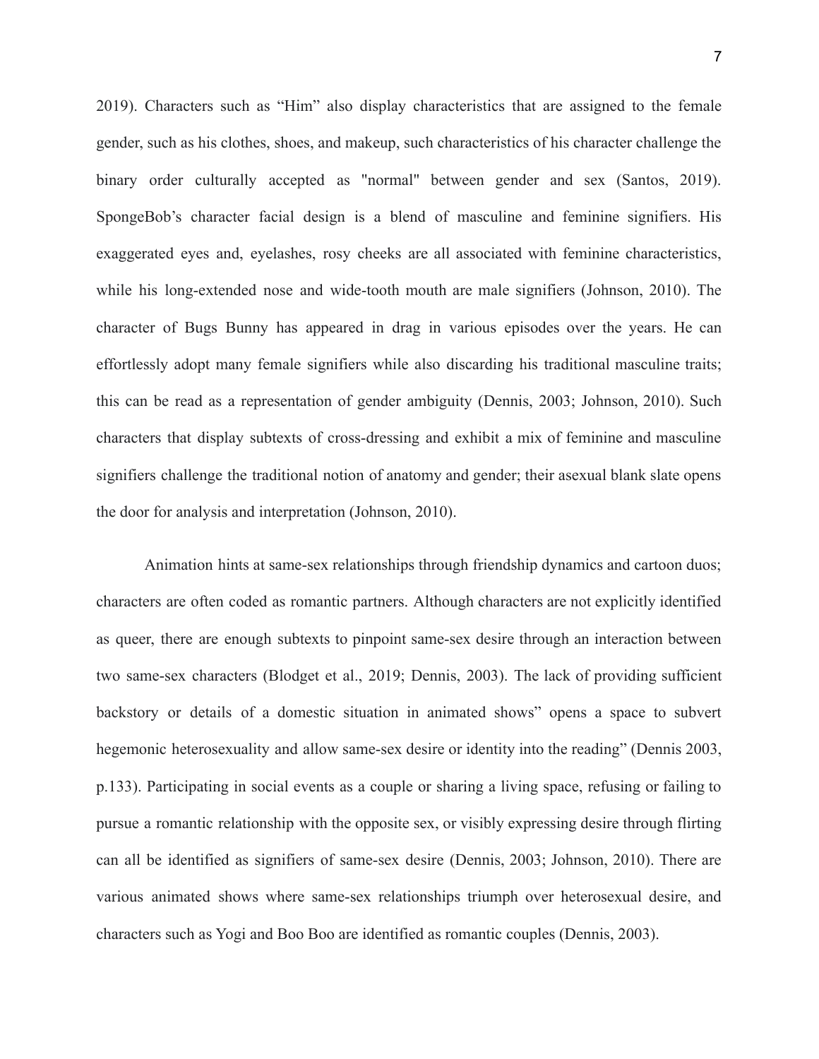2019). Characters such as “Him” also display characteristics that are assigned to the female gender, such as his clothes, shoes, and makeup, such characteristics of his character challenge the binary order culturally accepted as "normal" between gender and sex (Santos, 2019). SpongeBob’s character facial design is a blend of masculine and feminine signifiers. His exaggerated eyes and, eyelashes, rosy cheeks are all associated with feminine characteristics, while his long-extended nose and wide-tooth mouth are male signifiers (Johnson, 2010). The character of Bugs Bunny has appeared in drag in various episodes over the years. He can effortlessly adopt many female signifiers while also discarding his traditional masculine traits; this can be read as a representation of gender ambiguity (Dennis, 2003; Johnson, 2010). Such characters that display subtexts of cross-dressing and exhibit a mix of feminine and masculine signifiers challenge the traditional notion of anatomy and gender; their asexual blank slate opens the door for analysis and interpretation (Johnson, 2010).

Animation hints at same-sex relationships through friendship dynamics and cartoon duos; characters are often coded as romantic partners. Although characters are not explicitly identified as queer, there are enough subtexts to pinpoint same-sex desire through an interaction between two same-sex characters (Blodget et al., 2019; Dennis, 2003). The lack of providing sufficient backstory or details of a domestic situation in animated shows” opens a space to subvert hegemonic heterosexuality and allow same-sex desire or identity into the reading” (Dennis 2003, p.133). Participating in social events as a couple or sharing a living space, refusing or failing to pursue a romantic relationship with the opposite sex, or visibly expressing desire through flirting can all be identified as signifiers of same-sex desire (Dennis, 2003; Johnson, 2010). There are various animated shows where same-sex relationships triumph over heterosexual desire, and characters such as Yogi and Boo Boo are identified as romantic couples (Dennis, 2003).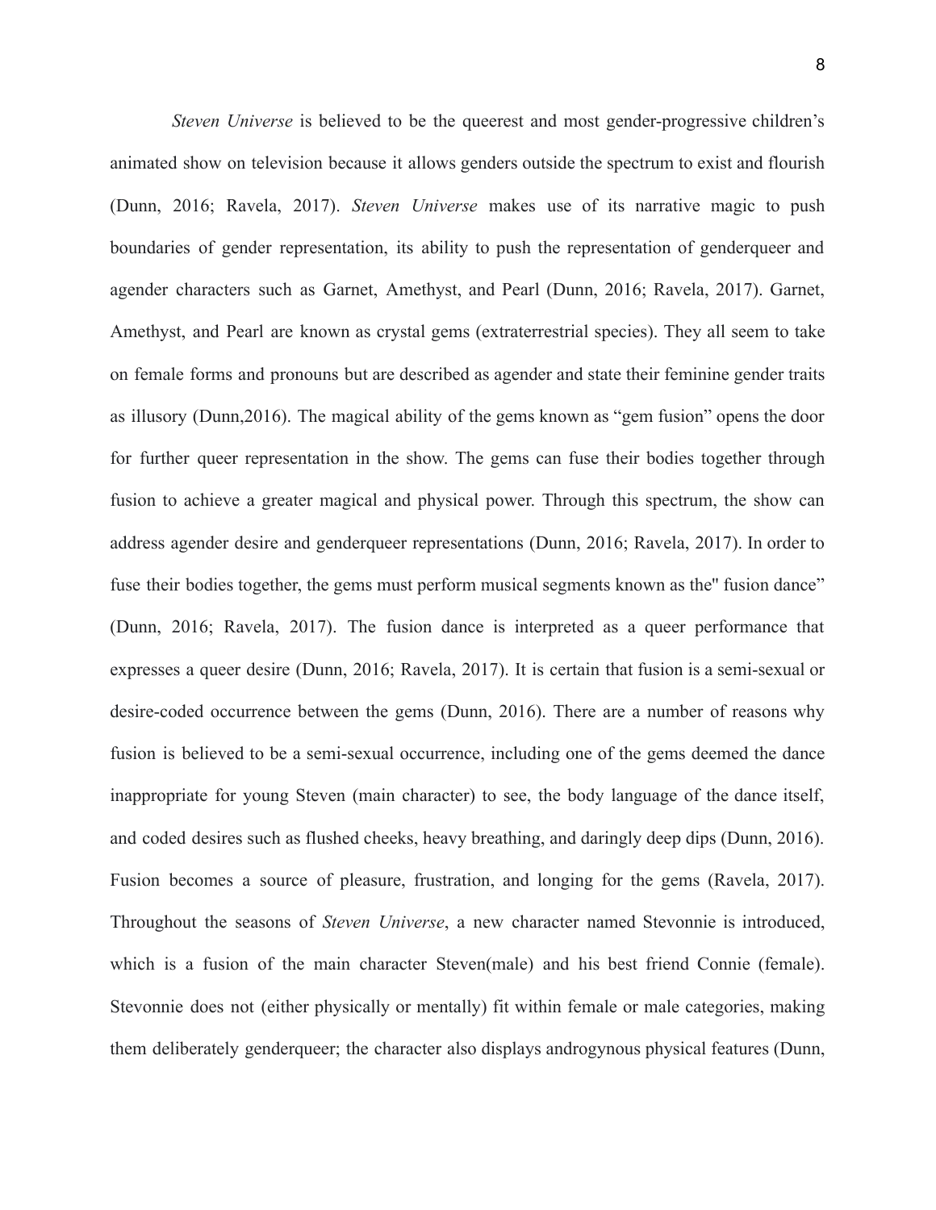*Steven Universe* is believed to be the queerest and most gender-progressive children's animated show on television because it allows genders outside the spectrum to exist and flourish (Dunn, 2016; Ravela, 2017). *Steven Universe* makes use of its narrative magic to push boundaries of gender representation, its ability to push the representation of genderqueer and agender characters such as Garnet, Amethyst, and Pearl (Dunn, 2016; Ravela, 2017). Garnet, Amethyst, and Pearl are known as crystal gems (extraterrestrial species). They all seem to take on female forms and pronouns but are described as agender and state their feminine gender traits as illusory (Dunn,2016). The magical ability of the gems known as "gem fusion" opens the door for further queer representation in the show. The gems can fuse their bodies together through fusion to achieve a greater magical and physical power. Through this spectrum, the show can address agender desire and genderqueer representations (Dunn, 2016; Ravela, 2017). In order to fuse their bodies together, the gems must perform musical segments known as the" fusion dance" (Dunn, 2016; Ravela, 2017). The fusion dance is interpreted as a queer performance that expresses a queer desire (Dunn, 2016; Ravela, 2017). It is certain that fusion is a semi-sexual or desire-coded occurrence between the gems (Dunn, 2016). There are a number of reasons why fusion is believed to be a semi-sexual occurrence, including one of the gems deemed the dance inappropriate for young Steven (main character) to see, the body language of the dance itself, and coded desires such as flushed cheeks, heavy breathing, and daringly deep dips (Dunn, 2016). Fusion becomes a source of pleasure, frustration, and longing for the gems (Ravela, 2017). Throughout the seasons of *Steven Universe*, a new character named Stevonnie is introduced, which is a fusion of the main character Steven(male) and his best friend Connie (female). Stevonnie does not (either physically or mentally) fit within female or male categories, making them deliberately genderqueer; the character also displays androgynous physical features (Dunn,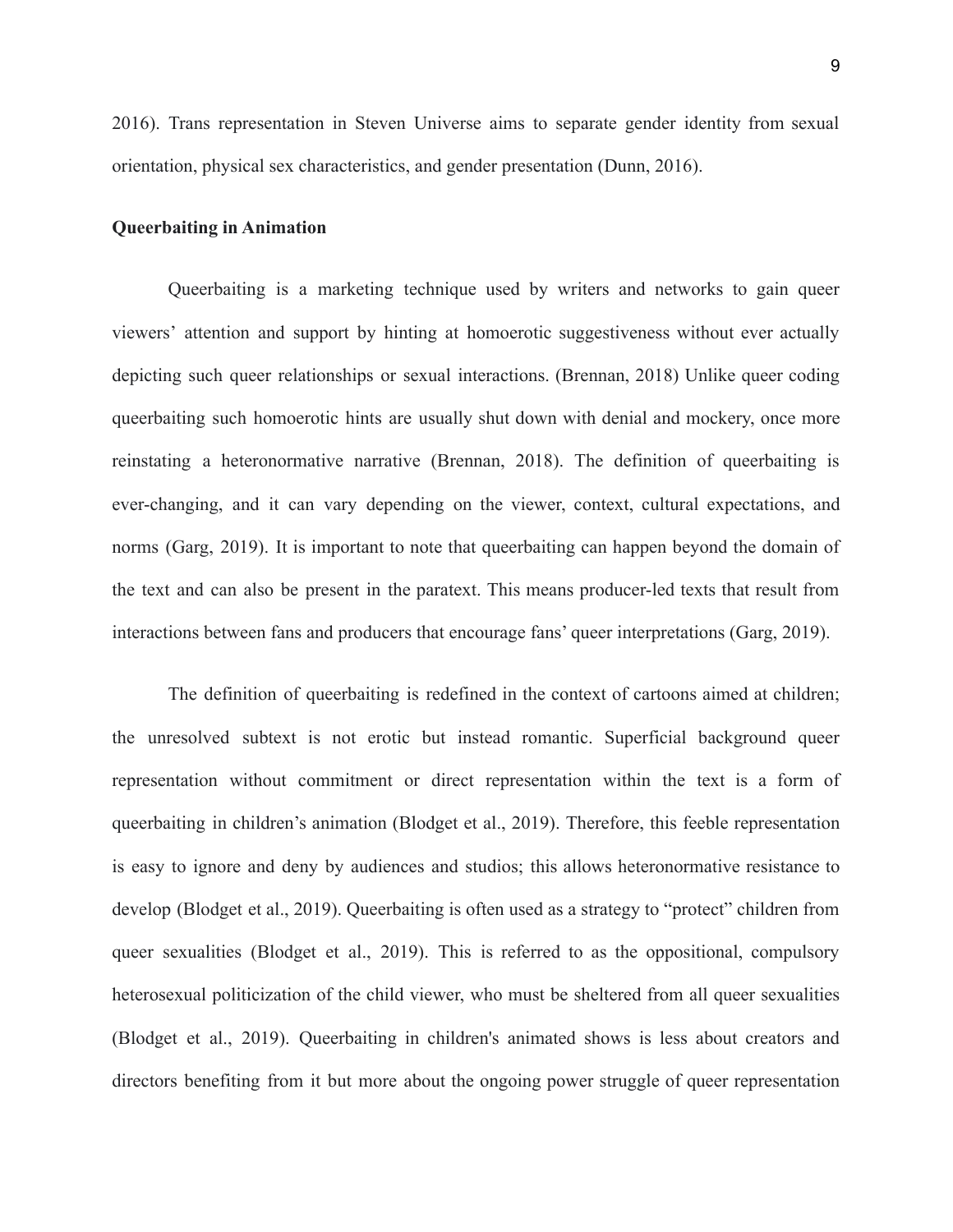2016). Trans representation in Steven Universe aims to separate gender identity from sexual orientation, physical sex characteristics, and gender presentation (Dunn, 2016).

**Queerbaiting in Animation**

Queerbaiting is a marketing technique used by writers and networks to gain queer viewers' attention and support by hinting at homoerotic suggestiveness without ever actually depicting such queer relationships or sexual interactions. (Brennan, 2018) Unlike queer coding queerbaiting such homoerotic hints are usually shut down with denial and mockery, once more reinstating a heteronormative narrative (Brennan, 2018). The definition of queerbaiting is ever-changing, and it can vary depending on the viewer, context, cultural expectations, and norms (Garg, 2019). It is important to note that queerbaiting can happen beyond the domain of the text and can also be present in the paratext. This means producer-led texts that result from interactions between fans and producers that encourage fans' queer interpretations (Garg, 2019).

The definition of queerbaiting is redefined in the context of cartoons aimed at children; the unresolved subtext is not erotic but instead romantic. Superficial background queer representation without commitment or direct representation within the text is a form of queerbaiting in children's animation (Blodget et al., 2019). Therefore, this feeble representation is easy to ignore and deny by audiences and studios; this allows heteronormative resistance to develop (Blodget et al., 2019). Queerbaiting is often used as a strategy to "protect" children from queer sexualities (Blodget et al., 2019). This is referred to as the oppositional, compulsory heterosexual politicization of the child viewer, who must be sheltered from all queer sexualities (Blodget et al., 2019). Queerbaiting in children's animated shows is less about creators and directors benefiting from it but more about the ongoing power struggle of queer representation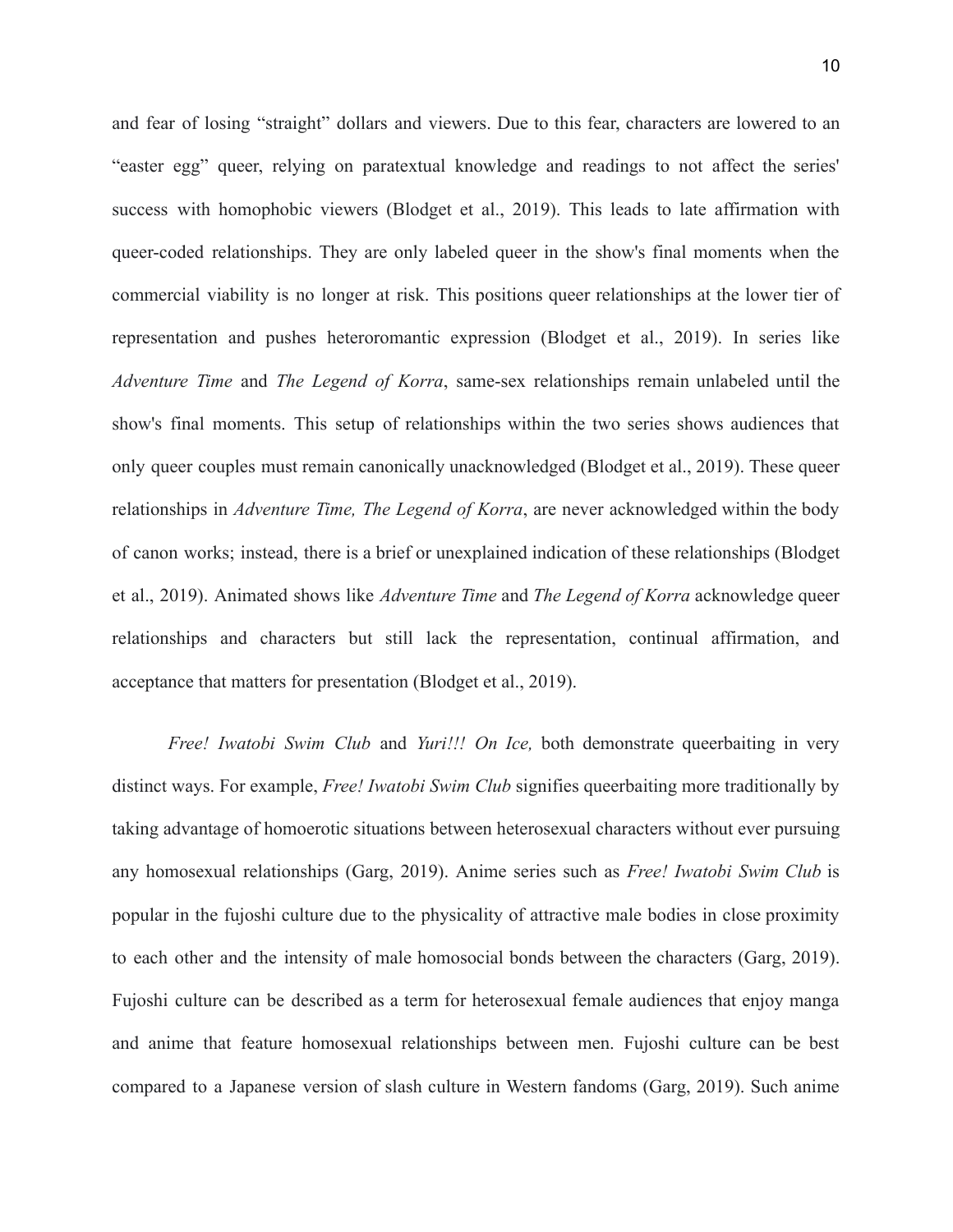and fear of losing "straight" dollars and viewers. Due to this fear, characters are lowered to an "easter egg" queer, relying on paratextual knowledge and readings to not affect the series' success with homophobic viewers (Blodget et al., 2019). This leads to late affirmation with queer-coded relationships. They are only labeled queer in the show's final moments when the commercial viability is no longer at risk. This positions queer relationships at the lower tier of representation and pushes heteroromantic expression (Blodget et al., 2019). In series like *Adventure Time* and *The Legend of Korra*, same-sex relationships remain unlabeled until the show's final moments. This setup of relationships within the two series shows audiences that only queer couples must remain canonically unacknowledged (Blodget et al., 2019). These queer relationships in *Adventure Time, The Legend of Korra*, are never acknowledged within the body of canon works; instead, there is a brief or unexplained indication of these relationships (Blodget et al., 2019). Animated shows like *Adventure Time* and *The Legend of Korra* acknowledge queer relationships and characters but still lack the representation, continual affirmation, and acceptance that matters for presentation (Blodget et al., 2019).

*Free! Iwatobi Swim Club* and *Yuri!!! On Ice,* both demonstrate queerbaiting in very distinct ways. For example, *Free! Iwatobi Swim Club* signifies queerbaiting more traditionally by taking advantage of homoerotic situations between heterosexual characters without ever pursuing any homosexual relationships (Garg, 2019). Anime series such as *Free! Iwatobi Swim Club* is popular in the fujoshi culture due to the physicality of attractive male bodies in close proximity to each other and the intensity of male homosocial bonds between the characters (Garg, 2019). Fujoshi culture can be described as a term for heterosexual female audiences that enjoy manga and anime that feature homosexual relationships between men. Fujoshi culture can be best compared to a Japanese version of slash culture in Western fandoms (Garg, 2019). Such anime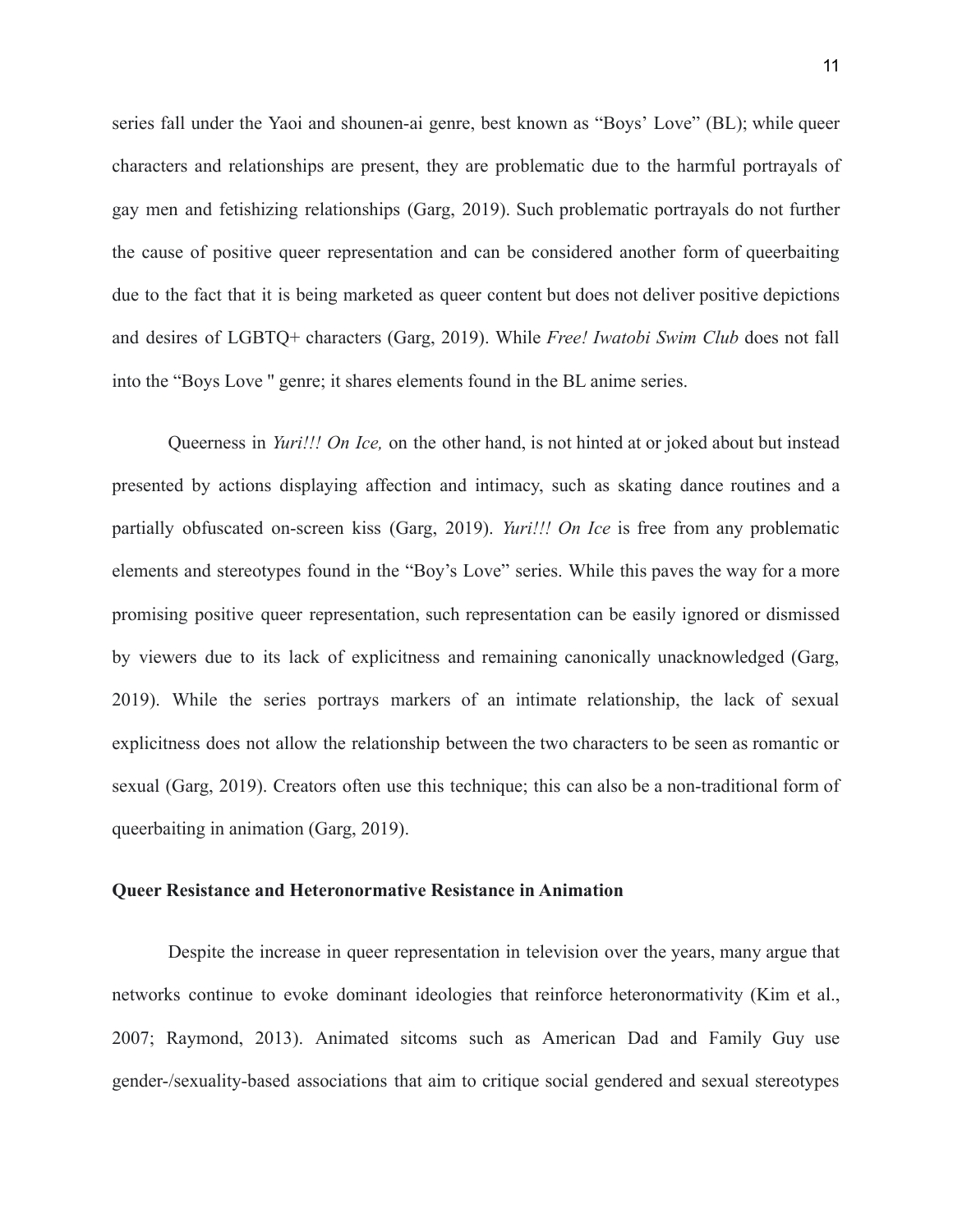series fall under the Yaoi and shounen-ai genre, best known as "Boys' Love" (BL); while queer characters and relationships are present, they are problematic due to the harmful portrayals of gay men and fetishizing relationships (Garg, 2019). Such problematic portrayals do not further the cause of positive queer representation and can be considered another form of queerbaiting due to the fact that it is being marketed as queer content but does not deliver positive depictions and desires of LGBTQ+ characters (Garg, 2019). While *Free! Iwatobi Swim Club* does not fall into the "Boys Love " genre; it shares elements found in the BL anime series.

Queerness in *Yuri!!! On Ice,* on the other hand, is not hinted at or joked about but instead presented by actions displaying affection and intimacy, such as skating dance routines and a partially obfuscated on-screen kiss (Garg, 2019). *Yuri!!! On Ice* is free from any problematic elements and stereotypes found in the "Boy's Love" series. While this paves the way for a more promising positive queer representation, such representation can be easily ignored or dismissed by viewers due to its lack of explicitness and remaining canonically unacknowledged (Garg, 2019). While the series portrays markers of an intimate relationship, the lack of sexual explicitness does not allow the relationship between the two characters to be seen as romantic or sexual (Garg, 2019). Creators often use this technique; this can also be a non-traditional form of queerbaiting in animation (Garg, 2019).

**Queer Resistance and Heteronormative Resistance in Animation**

Despite the increase in queer representation in television over the years, many argue that networks continue to evoke dominant ideologies that reinforce heteronormativity (Kim et al., 2007; Raymond, 2013). Animated sitcoms such as American Dad and Family Guy use gender-/sexuality-based associations that aim to critique social gendered and sexual stereotypes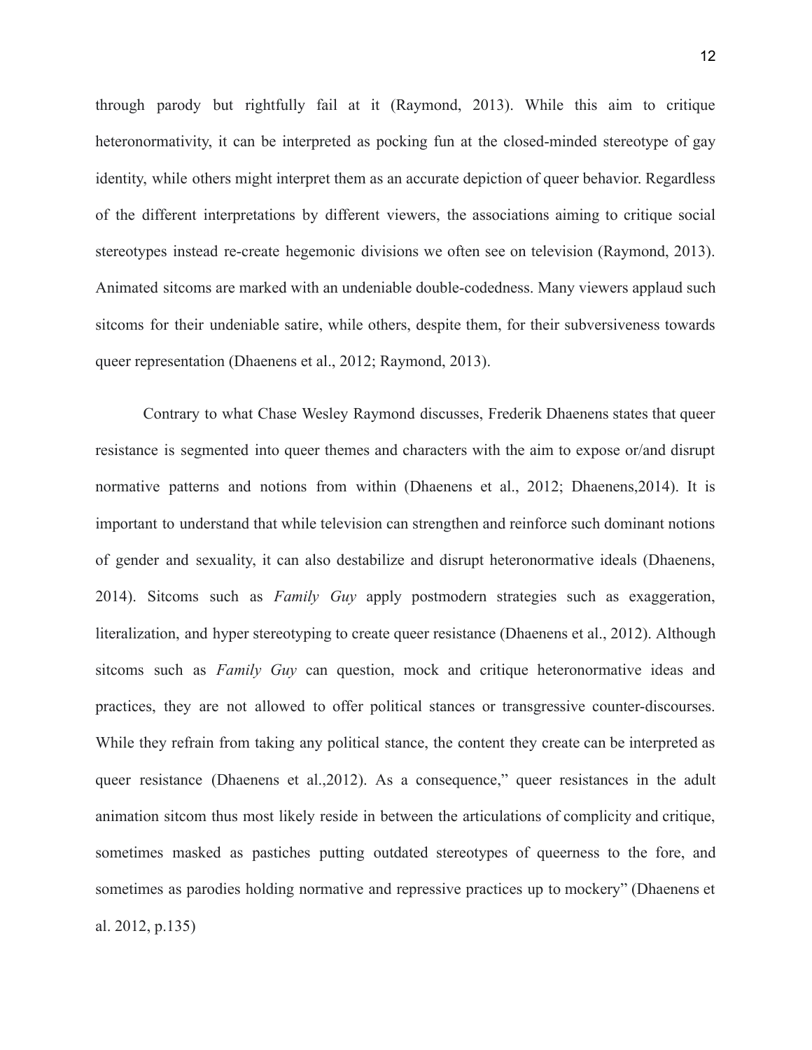through parody but rightfully fail at it (Raymond, 2013). While this aim to critique heteronormativity, it can be interpreted as pocking fun at the closed-minded stereotype of gay identity, while others might interpret them as an accurate depiction of queer behavior. Regardless of the different interpretations by different viewers, the associations aiming to critique social stereotypes instead re-create hegemonic divisions we often see on television (Raymond, 2013). Animated sitcoms are marked with an undeniable double-codedness. Many viewers applaud such sitcoms for their undeniable satire, while others, despite them, for their subversiveness towards queer representation (Dhaenens et al., 2012; Raymond, 2013).

Contrary to what Chase Wesley Raymond discusses, Frederik Dhaenens states that queer resistance is segmented into queer themes and characters with the aim to expose or/and disrupt normative patterns and notions from within (Dhaenens et al., 2012; Dhaenens,2014). It is important to understand that while television can strengthen and reinforce such dominant notions of gender and sexuality, it can also destabilize and disrupt heteronormative ideals (Dhaenens, 2014). Sitcoms such as *Family Guy* apply postmodern strategies such as exaggeration, literalization, and hyper stereotyping to create queer resistance (Dhaenens et al., 2012). Although sitcoms such as *Family Guy* can question, mock and critique heteronormative ideas and practices, they are not allowed to offer political stances or transgressive counter-discourses. While they refrain from taking any political stance, the content they create can be interpreted as queer resistance (Dhaenens et al.,2012). As a consequence," queer resistances in the adult animation sitcom thus most likely reside in between the articulations of complicity and critique, sometimes masked as pastiches putting outdated stereotypes of queerness to the fore, and sometimes as parodies holding normative and repressive practices up to mockery" (Dhaenens et al. 2012, p.135)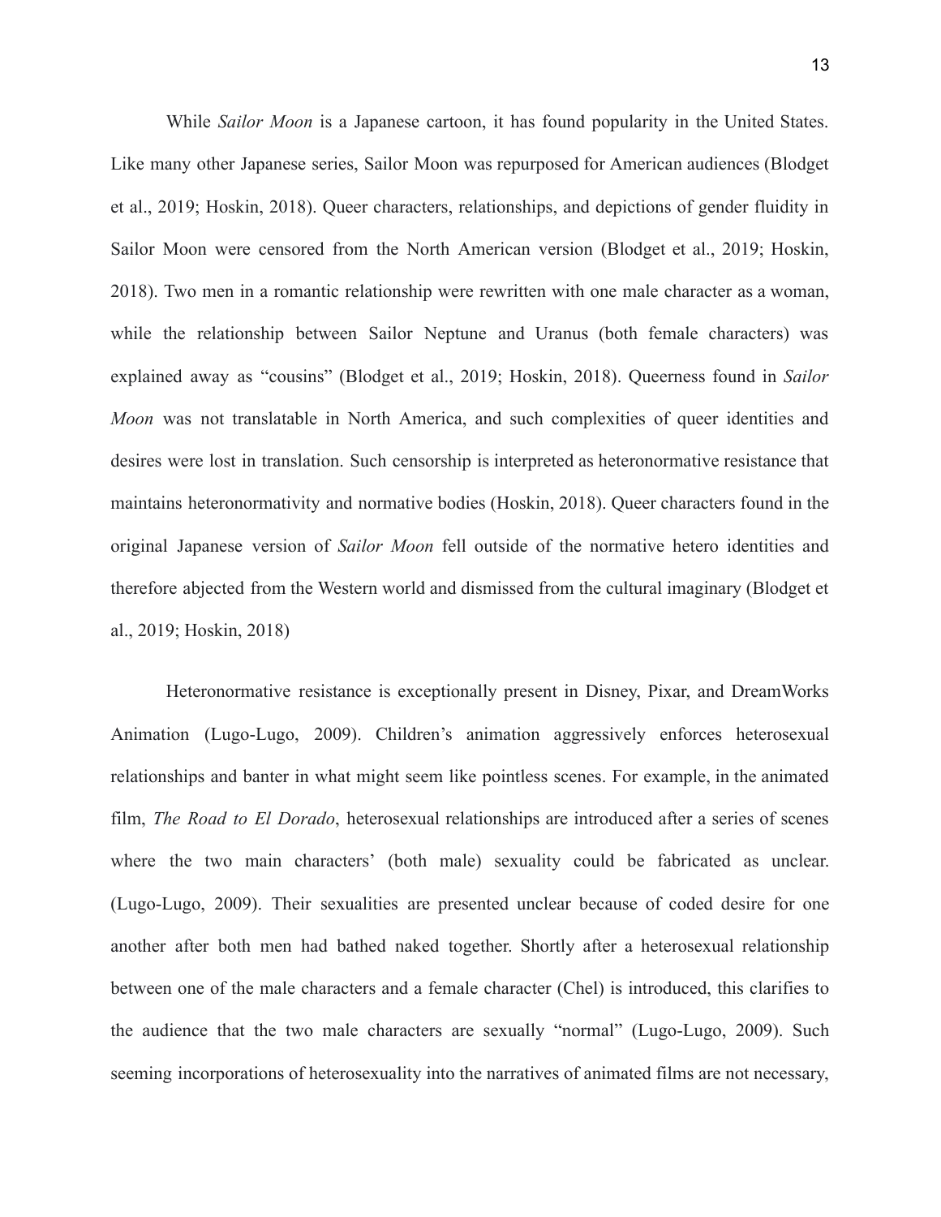While *Sailor Moon* is a Japanese cartoon, it has found popularity in the United States. Like many other Japanese series, Sailor Moon was repurposed for American audiences (Blodget et al., 2019; Hoskin, 2018). Queer characters, relationships, and depictions of gender fluidity in Sailor Moon were censored from the North American version (Blodget et al., 2019; Hoskin, 2018). Two men in a romantic relationship were rewritten with one male character as a woman, while the relationship between Sailor Neptune and Uranus (both female characters) was explained away as "cousins" (Blodget et al., 2019; Hoskin, 2018). Queerness found in *Sailor Moon* was not translatable in North America, and such complexities of queer identities and desires were lost in translation. Such censorship is interpreted as heteronormative resistance that maintains heteronormativity and normative bodies (Hoskin, 2018). Queer characters found in the original Japanese version of *Sailor Moon* fell outside of the normative hetero identities and therefore abjected from the Western world and dismissed from the cultural imaginary (Blodget et al., 2019; Hoskin, 2018)

Heteronormative resistance is exceptionally present in Disney, Pixar, and DreamWorks Animation (Lugo-Lugo, 2009). Children's animation aggressively enforces heterosexual relationships and banter in what might seem like pointless scenes. For example, in the animated film, *The Road to El Dorado*, heterosexual relationships are introduced after a series of scenes where the two main characters' (both male) sexuality could be fabricated as unclear. (Lugo-Lugo, 2009). Their sexualities are presented unclear because of coded desire for one another after both men had bathed naked together. Shortly after a heterosexual relationship between one of the male characters and a female character (Chel) is introduced, this clarifies to the audience that the two male characters are sexually "normal" (Lugo-Lugo, 2009). Such seeming incorporations of heterosexuality into the narratives of animated films are not necessary,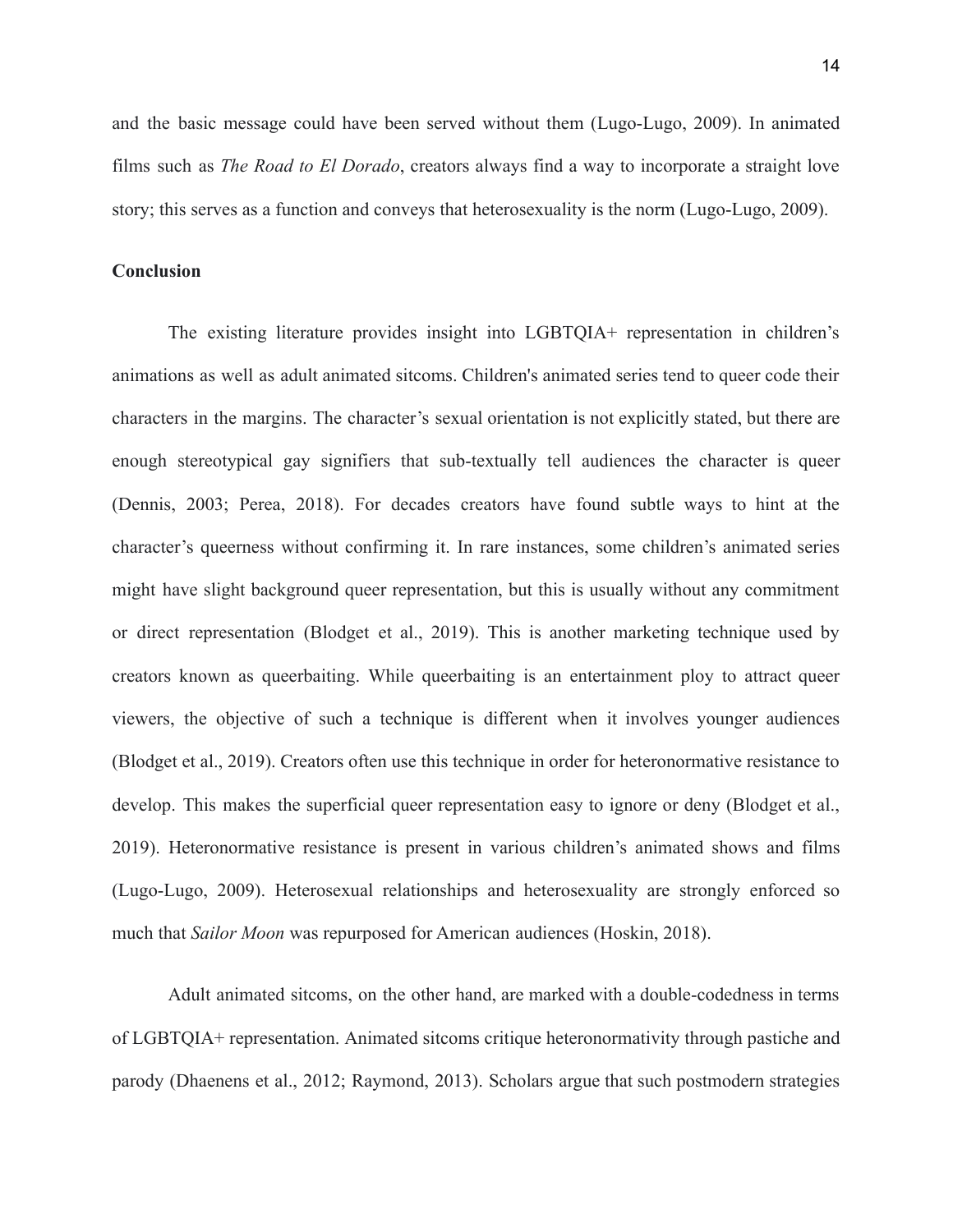and the basic message could have been served without them (Lugo-Lugo, 2009). In animated films such as *The Road to El Dorado*, creators always find a way to incorporate a straight love story; this serves as a function and conveys that heterosexuality is the norm (Lugo-Lugo, 2009).

**Conclusion**

The existing literature provides insight into LGBTQIA+ representation in children's animations as well as adult animated sitcoms. Children's animated series tend to queer code their characters in the margins. The character's sexual orientation is not explicitly stated, but there are enough stereotypical gay signifiers that sub-textually tell audiences the character is queer (Dennis, 2003; Perea, 2018). For decades creators have found subtle ways to hint at the character's queerness without confirming it. In rare instances, some children's animated series might have slight background queer representation, but this is usually without any commitment or direct representation (Blodget et al., 2019). This is another marketing technique used by creators known as queerbaiting. While queerbaiting is an entertainment ploy to attract queer viewers, the objective of such a technique is different when it involves younger audiences (Blodget et al., 2019). Creators often use this technique in order for heteronormative resistance to develop. This makes the superficial queer representation easy to ignore or deny (Blodget et al., 2019). Heteronormative resistance is present in various children's animated shows and films (Lugo-Lugo, 2009). Heterosexual relationships and heterosexuality are strongly enforced so much that *Sailor Moon* was repurposed for American audiences (Hoskin, 2018).

Adult animated sitcoms, on the other hand, are marked with a double-codedness in terms of LGBTQIA+ representation. Animated sitcoms critique heteronormativity through pastiche and parody (Dhaenens et al., 2012; Raymond, 2013). Scholars argue that such postmodern strategies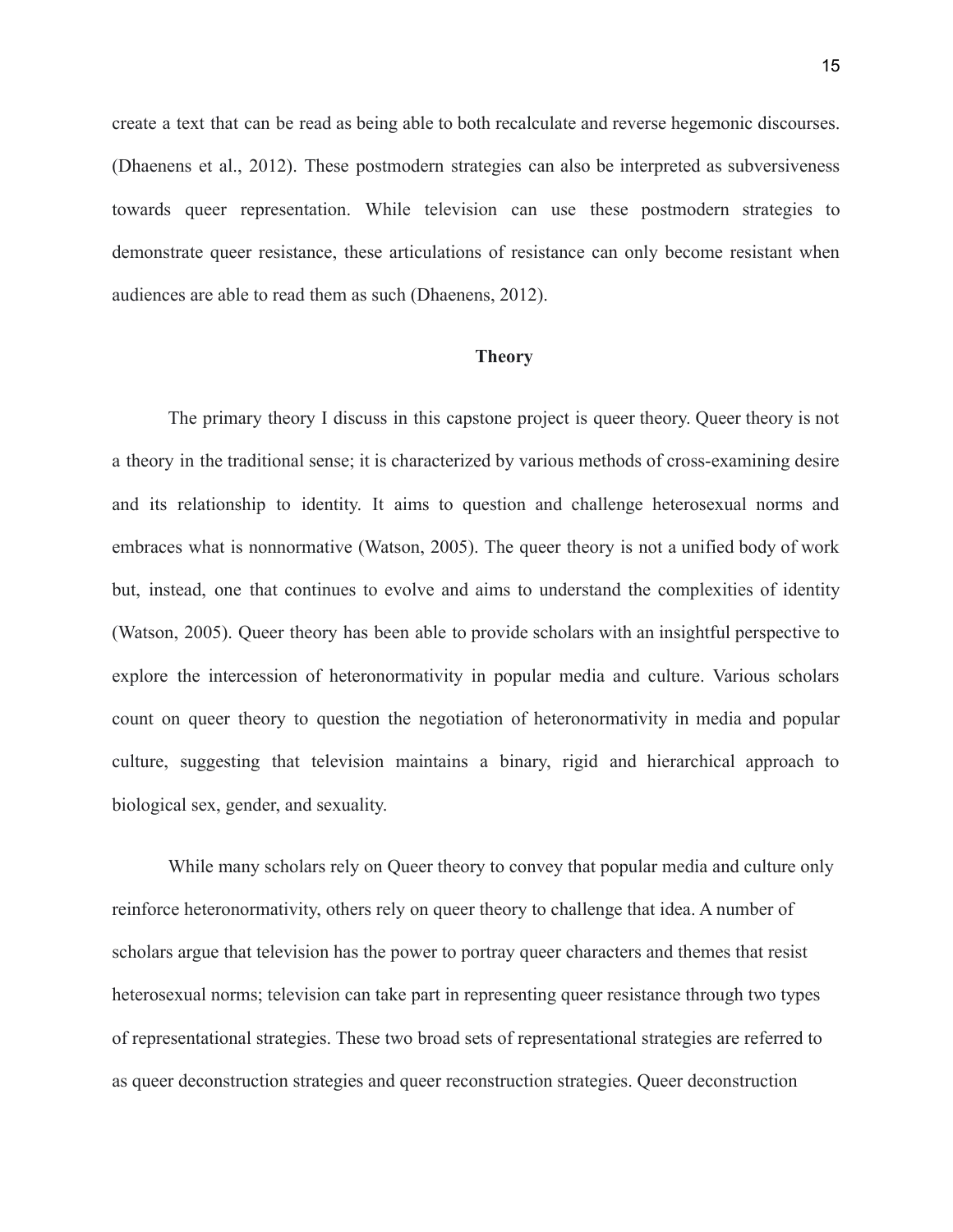create a text that can be read as being able to both recalculate and reverse hegemonic discourses. (Dhaenens et al., 2012). These postmodern strategies can also be interpreted as subversiveness towards queer representation. While television can use these postmodern strategies to demonstrate queer resistance, these articulations of resistance can only become resistant when audiences are able to read them as such (Dhaenens, 2012).

## Theory

The primary theory I discuss in this capstone project is queer theory. Queer theory is not a theory in the traditional sense; it is characterized by various methods of cross-examining desire and its relationship to identity. It aims to question and challenge heterosexual norms and embraces what is nonnormative (Watson, 2005). The queer theory is not a unified body of work but, instead, one that continues to evolve and aims to understand the complexities of identity (Watson, 2005). Queer theory has been able to provide scholars with an insightful perspective to explore the intercession of heteronormativity in popular media and culture. Various scholars count on queer theory to question the negotiation of heteronormativity in media and popular culture, suggesting that television maintains a binary, rigid and hierarchical approach to biological sex, gender, and sexuality.

While many scholars rely on Queer theory to convey that popular media and culture only reinforce heteronormativity, others rely on queer theory to challenge that idea. A number of scholars argue that television has the power to portray queer characters and themes that resist heterosexual norms; television can take part in representing queer resistance through two types of representational strategies. These two broad sets of representational strategies are referred to as queer deconstruction strategies and queer reconstruction strategies. Queer deconstruction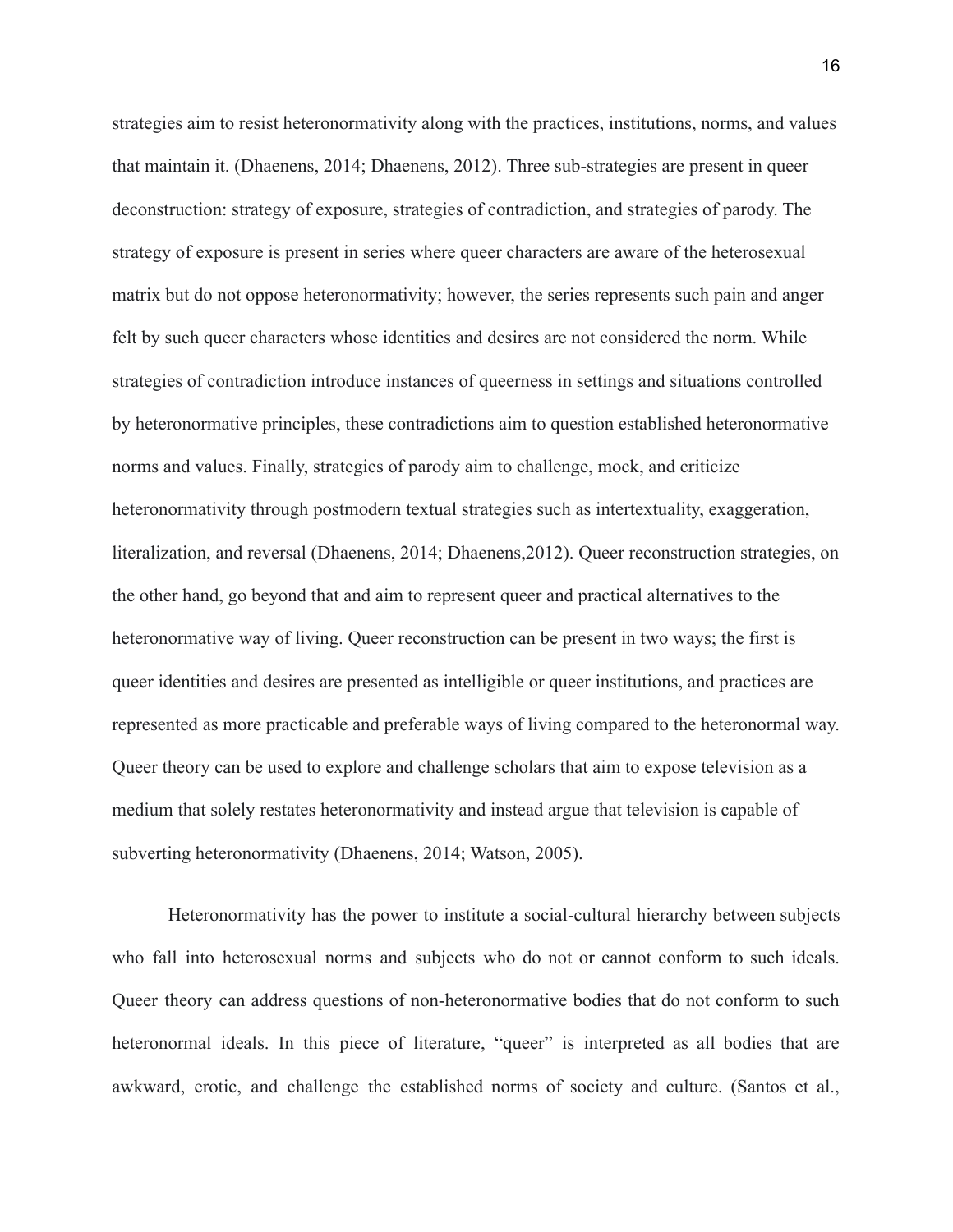strategies aim to resist heteronormativity along with the practices, institutions, norms, and values that maintain it. (Dhaenens, 2014; Dhaenens, 2012). Three sub-strategies are present in queer deconstruction: strategy of exposure, strategies of contradiction, and strategies of parody. The strategy of exposure is present in series where queer characters are aware of the heterosexual matrix but do not oppose heteronormativity; however, the series represents such pain and anger felt by such queer characters whose identities and desires are not considered the norm. While strategies of contradiction introduce instances of queerness in settings and situations controlled by heteronormative principles, these contradictions aim to question established heteronormative norms and values. Finally, strategies of parody aim to challenge, mock, and criticize heteronormativity through postmodern textual strategies such as intertextuality, exaggeration, literalization, and reversal (Dhaenens, 2014; Dhaenens,2012). Queer reconstruction strategies, on the other hand, go beyond that and aim to represent queer and practical alternatives to the heteronormative way of living. Queer reconstruction can be present in two ways; the first is queer identities and desires are presented as intelligible or queer institutions, and practices are represented as more practicable and preferable ways of living compared to the heteronormal way. Queer theory can be used to explore and challenge scholars that aim to expose television as a medium that solely restates heteronormativity and instead argue that television is capable of subverting heteronormativity (Dhaenens, 2014; Watson, 2005).

Heteronormativity has the power to institute a social-cultural hierarchy between subjects who fall into heterosexual norms and subjects who do not or cannot conform to such ideals. Queer theory can address questions of non-heteronormative bodies that do not conform to such heteronormal ideals. In this piece of literature, "queer" is interpreted as all bodies that are awkward, erotic, and challenge the established norms of society and culture. (Santos et al.,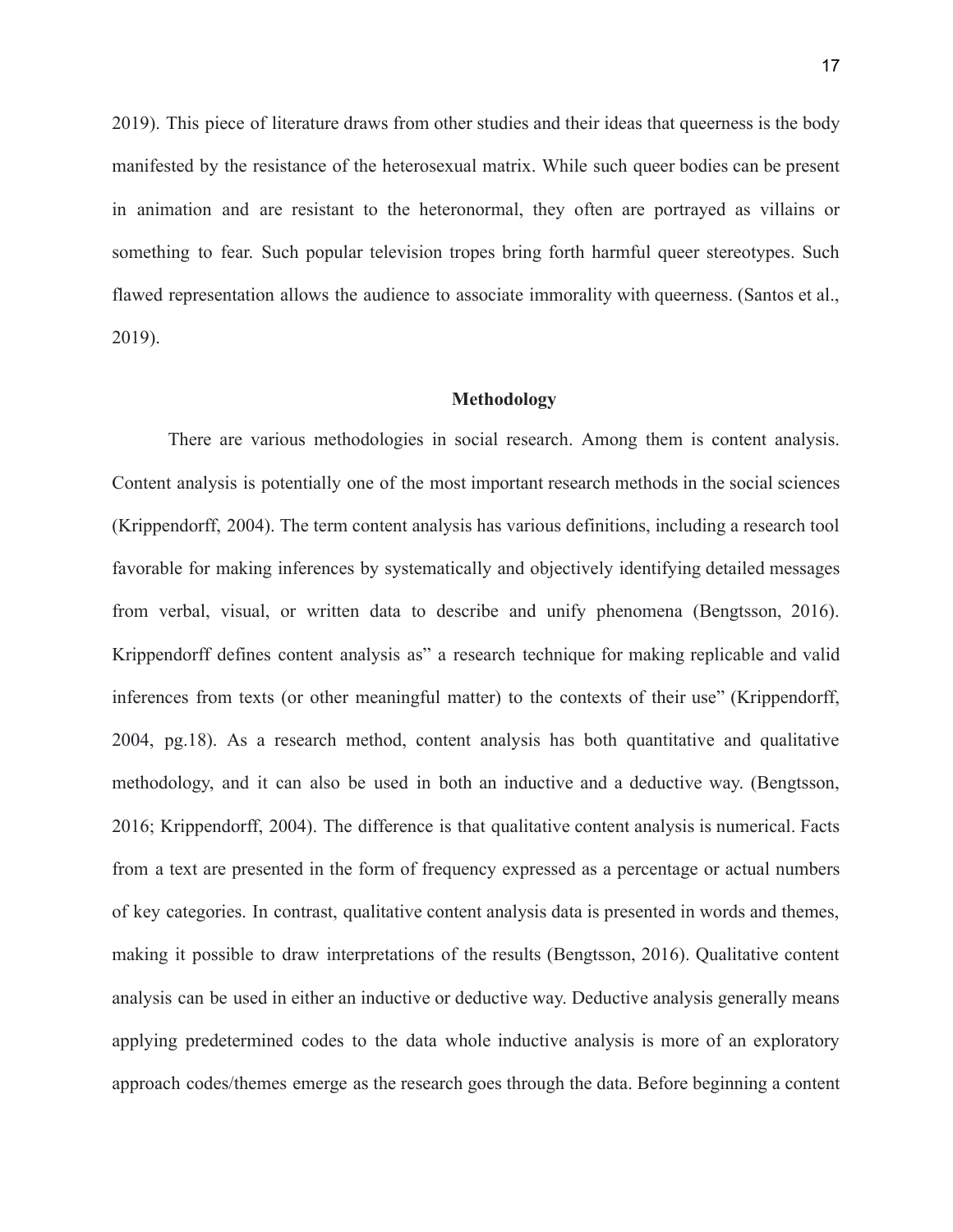2019). This piece of literature draws from other studies and their ideas that queerness is the body manifested by the resistance of the heterosexual matrix. While such queer bodies can be present in animation and are resistant to the heteronormal, they often are portrayed as villains or something to fear. Such popular television tropes bring forth harmful queer stereotypes. Such flawed representation allows the audience to associate immorality with queerness. (Santos et al., 2019).

## Methodology

There are various methodologies in social research. Among them is content analysis. Content analysis is potentially one of the most important research methods in the social sciences (Krippendorff, 2004). The term content analysis has various definitions, including a research tool favorable for making inferences by systematically and objectively identifying detailed messages from verbal, visual, or written data to describe and unify phenomena (Bengtsson, 2016). Krippendorff defines content analysis as" a research technique for making replicable and valid inferences from texts (or other meaningful matter) to the contexts of their use" (Krippendorff, 2004, pg.18). As a research method, content analysis has both quantitative and qualitative methodology, and it can also be used in both an inductive and a deductive way. (Bengtsson, 2016; Krippendorff, 2004). The difference is that qualitative content analysis is numerical. Facts from a text are presented in the form of frequency expressed as a percentage or actual numbers of key categories. In contrast, qualitative content analysis data is presented in words and themes, making it possible to draw interpretations of the results (Bengtsson, 2016). Qualitative content analysis can be used in either an inductive or deductive way. Deductive analysis generally means applying predetermined codes to the data whole inductive analysis is more of an exploratory approach codes/themes emerge as the research goes through the data. Before beginning a content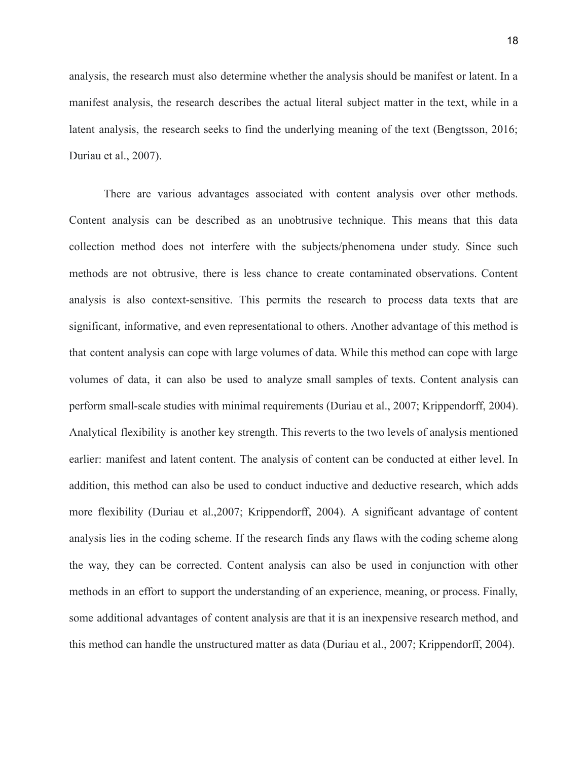analysis, the research must also determine whether the analysis should be manifest or latent. In a manifest analysis, the research describes the actual literal subject matter in the text, while in a latent analysis, the research seeks to find the underlying meaning of the text (Bengtsson, 2016; Duriau et al., 2007).

There are various advantages associated with content analysis over other methods. Content analysis can be described as an unobtrusive technique. This means that this data collection method does not interfere with the subjects/phenomena under study. Since such methods are not obtrusive, there is less chance to create contaminated observations. Content analysis is also context-sensitive. This permits the research to process data texts that are significant, informative, and even representational to others. Another advantage of this method is that content analysis can cope with large volumes of data. While this method can cope with large volumes of data, it can also be used to analyze small samples of texts. Content analysis can perform small-scale studies with minimal requirements (Duriau et al., 2007; Krippendorff, 2004). Analytical flexibility is another key strength. This reverts to the two levels of analysis mentioned earlier: manifest and latent content. The analysis of content can be conducted at either level. In addition, this method can also be used to conduct inductive and deductive research, which adds more flexibility (Duriau et al.,2007; Krippendorff, 2004). A significant advantage of content analysis lies in the coding scheme. If the research finds any flaws with the coding scheme along the way, they can be corrected. Content analysis can also be used in conjunction with other methods in an effort to support the understanding of an experience, meaning, or process. Finally, some additional advantages of content analysis are that it is an inexpensive research method, and this method can handle the unstructured matter as data (Duriau et al., 2007; Krippendorff, 2004).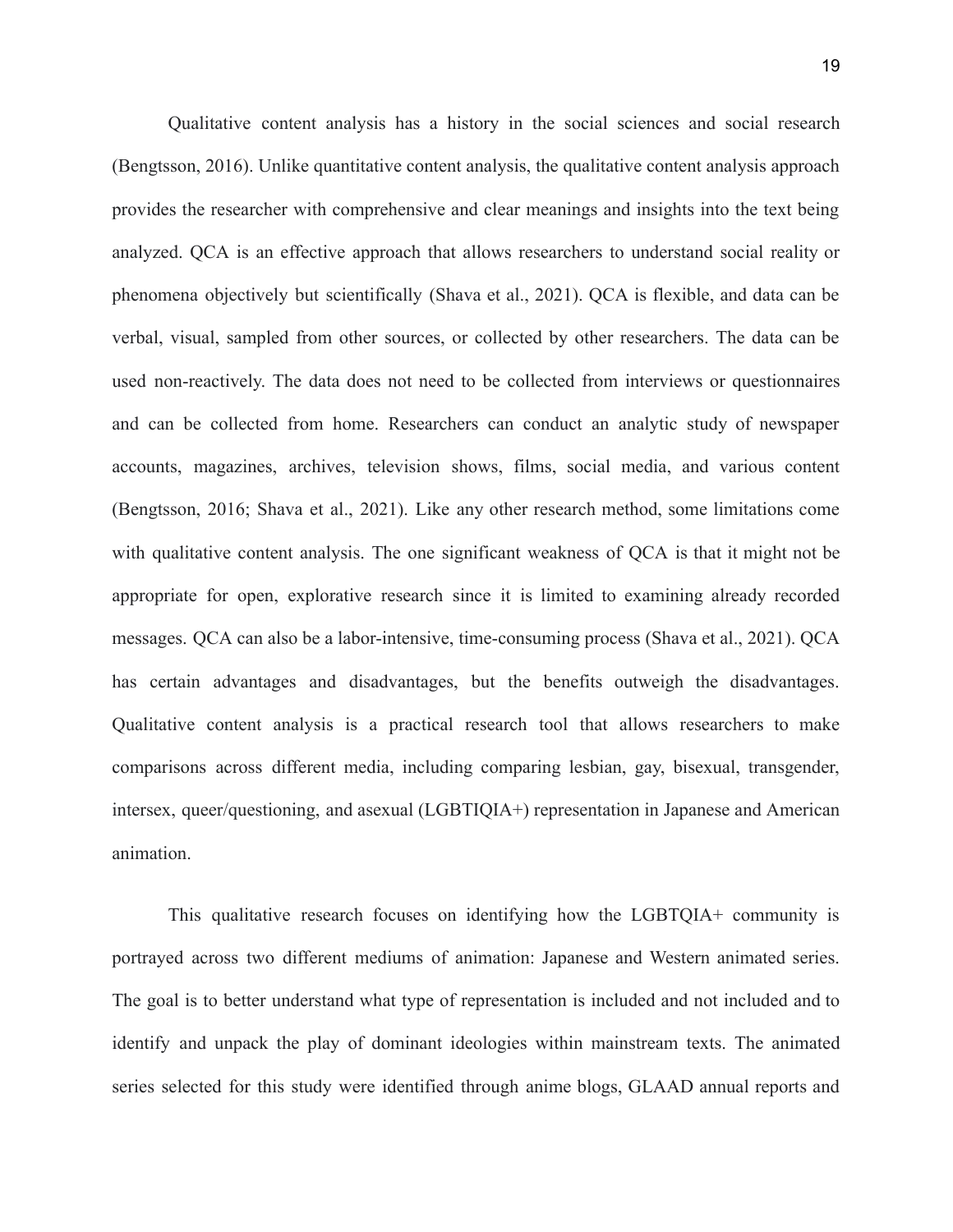Qualitative content analysis has a history in the social sciences and social research (Bengtsson, 2016). Unlike quantitative content analysis, the qualitative content analysis approach provides the researcher with comprehensive and clear meanings and insights into the text being analyzed. QCA is an effective approach that allows researchers to understand social reality or phenomena objectively but scientifically (Shava et al., 2021). QCA is flexible, and data can be verbal, visual, sampled from other sources, or collected by other researchers. The data can be used non-reactively. The data does not need to be collected from interviews or questionnaires and can be collected from home. Researchers can conduct an analytic study of newspaper accounts, magazines, archives, television shows, films, social media, and various content (Bengtsson, 2016; Shava et al., 2021). Like any other research method, some limitations come with qualitative content analysis. The one significant weakness of QCA is that it might not be appropriate for open, explorative research since it is limited to examining already recorded messages. QCA can also be a labor-intensive, time-consuming process (Shava et al., 2021). QCA has certain advantages and disadvantages, but the benefits outweigh the disadvantages. Qualitative content analysis is a practical research tool that allows researchers to make comparisons across different media, including comparing lesbian, gay, bisexual, transgender, intersex, queer/questioning, and asexual (LGBTIQIA+) representation in Japanese and American animation.

This qualitative research focuses on identifying how the LGBTQIA+ community is portrayed across two different mediums of animation: Japanese and Western animated series. The goal is to better understand what type of representation is included and not included and to identify and unpack the play of dominant ideologies within mainstream texts. The animated series selected for this study were identified through anime blogs, GLAAD annual reports and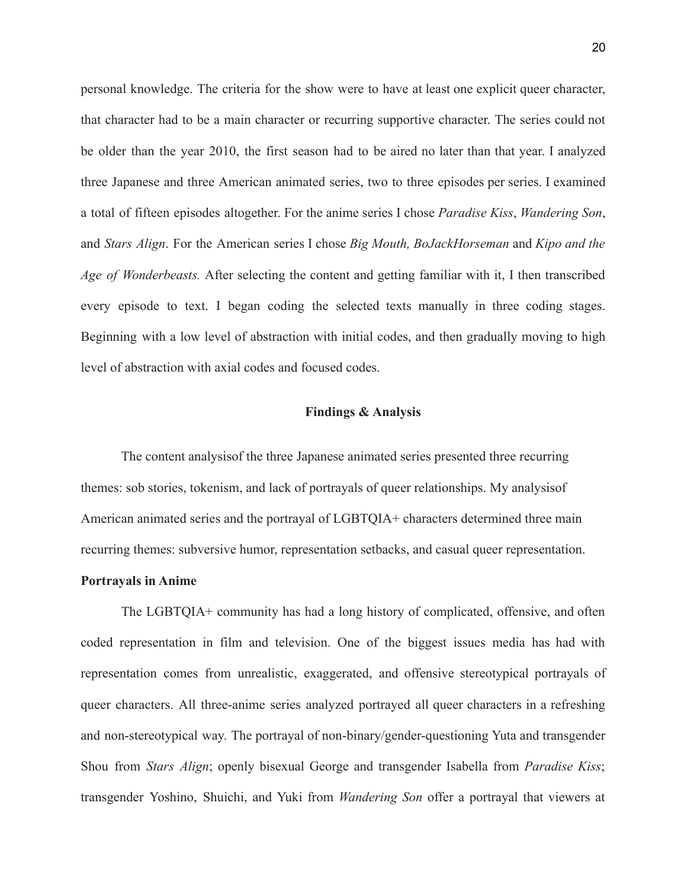personal knowledge. The criteria for the show were to have at least one explicit queer character, that character had to be a main character or recurring supportive character. The series could not be older than the year 2010, the first season had to be aired no later than that year. I analyzed three Japanese and three American animated series, two to three episodes per series. I examined a total of fifteen episodes altogether. For the anime series I chose *Paradise Kiss*, *Wandering Son*, and *Stars Align*. For the American series I chose *Big Mouth, BoJackHorseman* and *Kipo and the Age of Wonderbeasts.* After selecting the content and getting familiar with it, I then transcribed every episode to text. I began coding the selected texts manually in three coding stages. Beginning with a low level of abstraction with initial codes, and then gradually moving to high level of abstraction with axial codes and focused codes.

## Findings & Analysis

The content analysisof the three Japanese animated series presented three recurring themes: sob stories, tokenism, and lack of portrayals of queer relationships. My analysisof American animated series and the portrayal of LGBTQIA+ characters determined three main recurring themes: subversive humor, representation setbacks, and casual queer representation.

### Portrayals in Anime

The LGBTQIA+ community has had a long history of complicated, offensive, and often coded representation in film and television. One of the biggest issues media has had with representation comes from unrealistic, exaggerated, and offensive stereotypical portrayals of queer characters. All three-anime series analyzed portrayed all queer characters in a refreshing and non-stereotypical way. The portrayal of non-binary/gender-questioning Yuta and transgender Shou from *Stars Align*; openly bisexual George and transgender Isabella from *Paradise Kiss*; transgender Yoshino, Shuichi, and Yuki from *Wandering Son* offer a portrayal that viewers at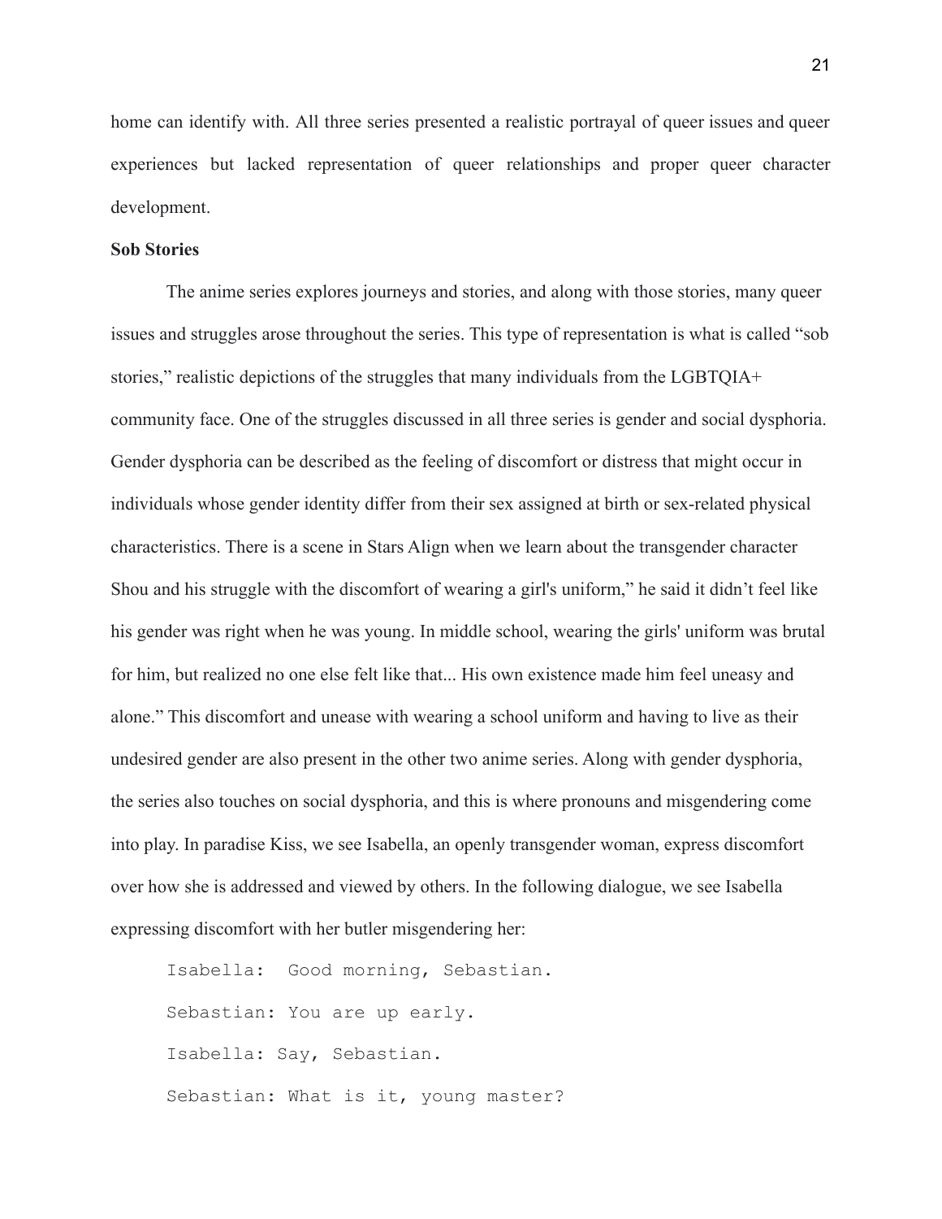home can identify with. All three series presented a realistic portrayal of queer issues and queer experiences but lacked representation of queer relationships and proper queer character development.

**Sob Stories**

The anime series explores journeys and stories, and along with those stories, many queer issues and struggles arose throughout the series. This type of representation is what is called "sob stories," realistic depictions of the struggles that many individuals from the LGBTQIA+ community face. One of the struggles discussed in all three series is gender and social dysphoria. Gender dysphoria can be described as the feeling of discomfort or distress that might occur in individuals whose gender identity differ from their sex assigned at birth or sex-related physical characteristics. There is a scene in Stars Align when we learn about the transgender character Shou and his struggle with the discomfort of wearing a girl's uniform," he said it didn't feel like his gender was right when he was young. In middle school, wearing the girls' uniform was brutal for him, but realized no one else felt like that... His own existence made him feel uneasy and alone." This discomfort and unease with wearing a school uniform and having to live as their undesired gender are also present in the other two anime series. Along with gender dysphoria, the series also touches on social dysphoria, and this is where pronouns and misgendering come into play. In paradise Kiss, we see Isabella, an openly transgender woman, express discomfort over how she is addressed and viewed by others. In the following dialogue, we see Isabella expressing discomfort with her butler misgendering her:

```
Isabella:  Good morning, Sebastian.
Sebastian: You are up early.
Isabella: Say, Sebastian.
Sebastian: What is it, young master?
```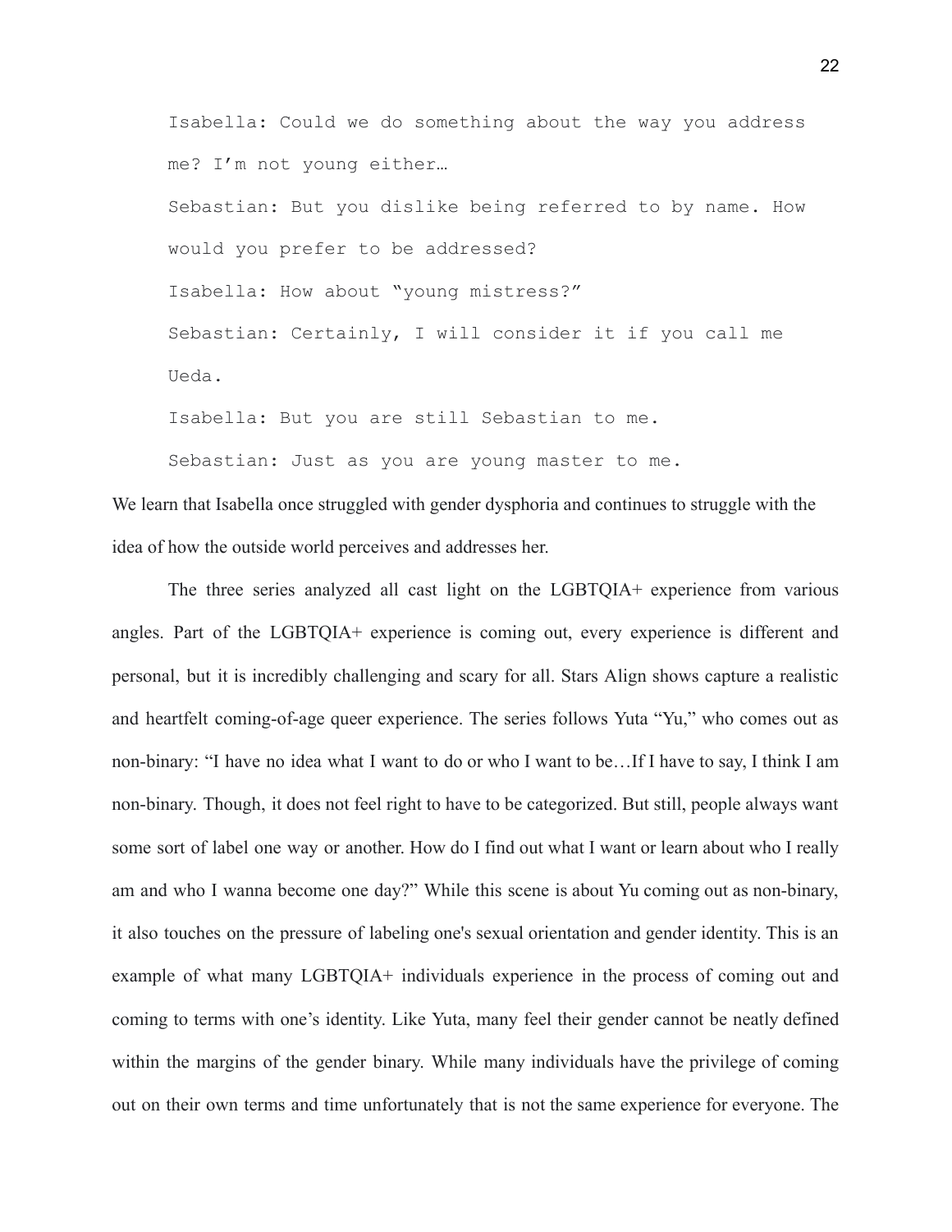```
Isabella: Could we do something about the way you address
me? I'm not young either…
Sebastian: But you dislike being referred to by name. How
would you prefer to be addressed?
Isabella: How about "young mistress?"
Sebastian: Certainly, I will consider it if you call me
Ueda.
Isabella: But you are still Sebastian to me.
Sebastian: Just as you are young master to me.
```

We learn that Isabella once struggled with gender dysphoria and continues to struggle with the idea of how the outside world perceives and addresses her.

The three series analyzed all cast light on the LGBTQIA+ experience from various angles. Part of the LGBTQIA+ experience is coming out, every experience is different and personal, but it is incredibly challenging and scary for all. Stars Align shows capture a realistic and heartfelt coming-of-age queer experience. The series follows Yuta "Yu," who comes out as non-binary: "I have no idea what I want to do or who I want to be…If I have to say, I think I am non-binary. Though, it does not feel right to have to be categorized. But still, people always want some sort of label one way or another. How do I find out what I want or learn about who I really am and who I wanna become one day?" While this scene is about Yu coming out as non-binary, it also touches on the pressure of labeling one's sexual orientation and gender identity. This is an example of what many LGBTQIA+ individuals experience in the process of coming out and coming to terms with one's identity. Like Yuta, many feel their gender cannot be neatly defined within the margins of the gender binary. While many individuals have the privilege of coming out on their own terms and time unfortunately that is not the same experience for everyone. The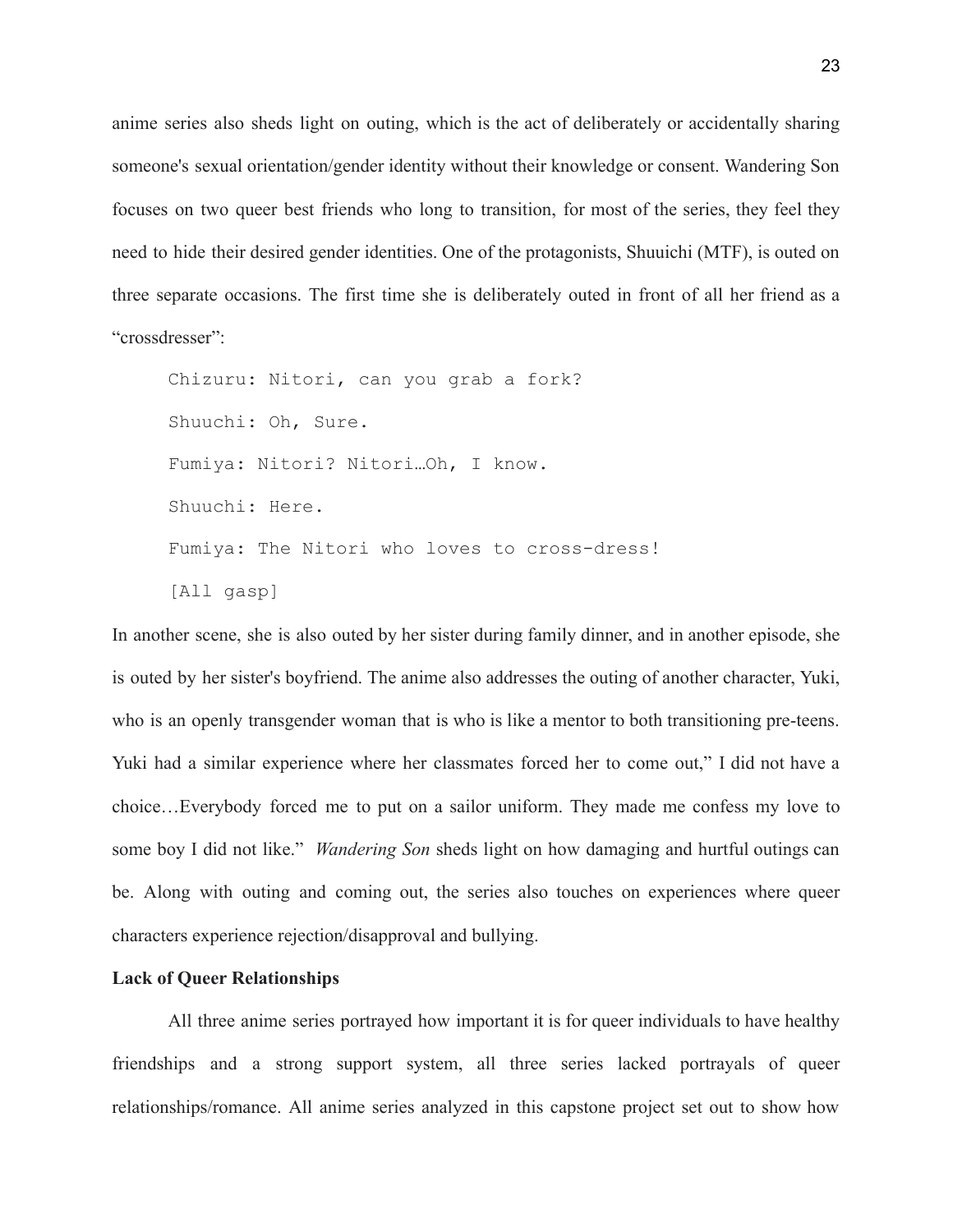anime series also sheds light on outing, which is the act of deliberately or accidentally sharing someone's sexual orientation/gender identity without their knowledge or consent. Wandering Son focuses on two queer best friends who long to transition, for most of the series, they feel they need to hide their desired gender identities. One of the protagonists, Shuuichi (MTF), is outed on three separate occasions. The first time she is deliberately outed in front of all her friend as a "crossdresser":

```
Chizuru: Nitori, can you grab a fork?
Shuuchi: Oh, Sure.
Fumiya: Nitori? Nitori…Oh, I know.
Shuuchi: Here.
Fumiya: The Nitori who loves to cross-dress!
[All gasp]
```

In another scene, she is also outed by her sister during family dinner, and in another episode, she is outed by her sister's boyfriend. The anime also addresses the outing of another character, Yuki, who is an openly transgender woman that is who is like a mentor to both transitioning pre-teens. Yuki had a similar experience where her classmates forced her to come out," I did not have a choice…Everybody forced me to put on a sailor uniform. They made me confess my love to some boy I did not like." *Wandering Son* sheds light on how damaging and hurtful outings can be. Along with outing and coming out, the series also touches on experiences where queer characters experience rejection/disapproval and bullying.

**Lack of Queer Relationships**

All three anime series portrayed how important it is for queer individuals to have healthy friendships and a strong support system, all three series lacked portrayals of queer relationships/romance. All anime series analyzed in this capstone project set out to show how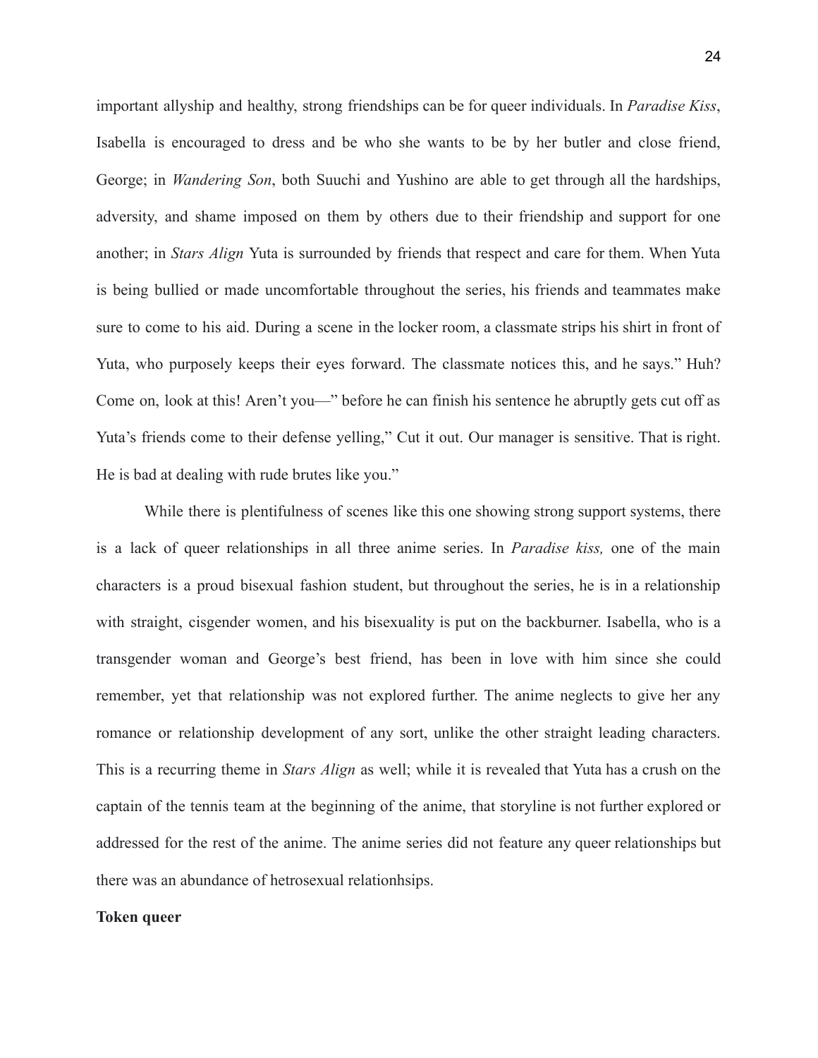important allyship and healthy, strong friendships can be for queer individuals. In *Paradise Kiss*, Isabella is encouraged to dress and be who she wants to be by her butler and close friend, George; in *Wandering Son*, both Suuchi and Yushino are able to get through all the hardships, adversity, and shame imposed on them by others due to their friendship and support for one another; in *Stars Align* Yuta is surrounded by friends that respect and care for them. When Yuta is being bullied or made uncomfortable throughout the series, his friends and teammates make sure to come to his aid. During a scene in the locker room, a classmate strips his shirt in front of Yuta, who purposely keeps their eyes forward. The classmate notices this, and he says." Huh? Come on, look at this! Aren't you—" before he can finish his sentence he abruptly gets cut off as Yuta's friends come to their defense yelling," Cut it out. Our manager is sensitive. That is right. He is bad at dealing with rude brutes like you."

While there is plentifulness of scenes like this one showing strong support systems, there is a lack of queer relationships in all three anime series. In *Paradise kiss,* one of the main characters is a proud bisexual fashion student, but throughout the series, he is in a relationship with straight, cisgender women, and his bisexuality is put on the backburner. Isabella, who is a transgender woman and George's best friend, has been in love with him since she could remember, yet that relationship was not explored further. The anime neglects to give her any romance or relationship development of any sort, unlike the other straight leading characters. This is a recurring theme in *Stars Align* as well; while it is revealed that Yuta has a crush on the captain of the tennis team at the beginning of the anime, that storyline is not further explored or addressed for the rest of the anime. The anime series did not feature any queer relationships but there was an abundance of hetrosexual relationhsips.

**Token queer**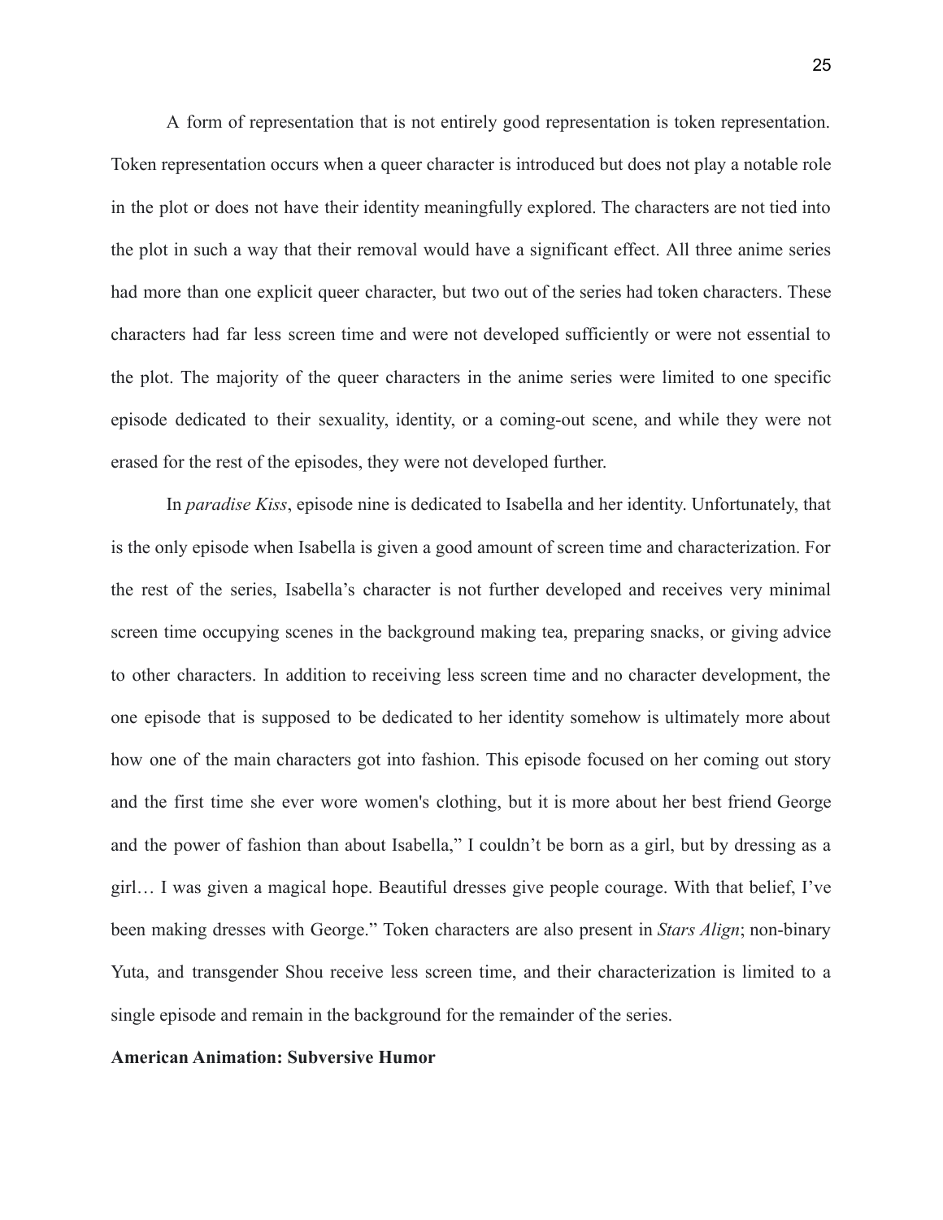A form of representation that is not entirely good representation is token representation. Token representation occurs when a queer character is introduced but does not play a notable role in the plot or does not have their identity meaningfully explored. The characters are not tied into the plot in such a way that their removal would have a significant effect. All three anime series had more than one explicit queer character, but two out of the series had token characters. These characters had far less screen time and were not developed sufficiently or were not essential to the plot. The majority of the queer characters in the anime series were limited to one specific episode dedicated to their sexuality, identity, or a coming-out scene, and while they were not erased for the rest of the episodes, they were not developed further.

In *paradise Kiss*, episode nine is dedicated to Isabella and her identity. Unfortunately, that is the only episode when Isabella is given a good amount of screen time and characterization. For the rest of the series, Isabella's character is not further developed and receives very minimal screen time occupying scenes in the background making tea, preparing snacks, or giving advice to other characters. In addition to receiving less screen time and no character development, the one episode that is supposed to be dedicated to her identity somehow is ultimately more about how one of the main characters got into fashion. This episode focused on her coming out story and the first time she ever wore women's clothing, but it is more about her best friend George and the power of fashion than about Isabella," I couldn't be born as a girl, but by dressing as a girl… I was given a magical hope. Beautiful dresses give people courage. With that belief, I've been making dresses with George." Token characters are also present in *Stars Align*; non-binary Yuta, and transgender Shou receive less screen time, and their characterization is limited to a single episode and remain in the background for the remainder of the series.

**American Animation: Subversive Humor**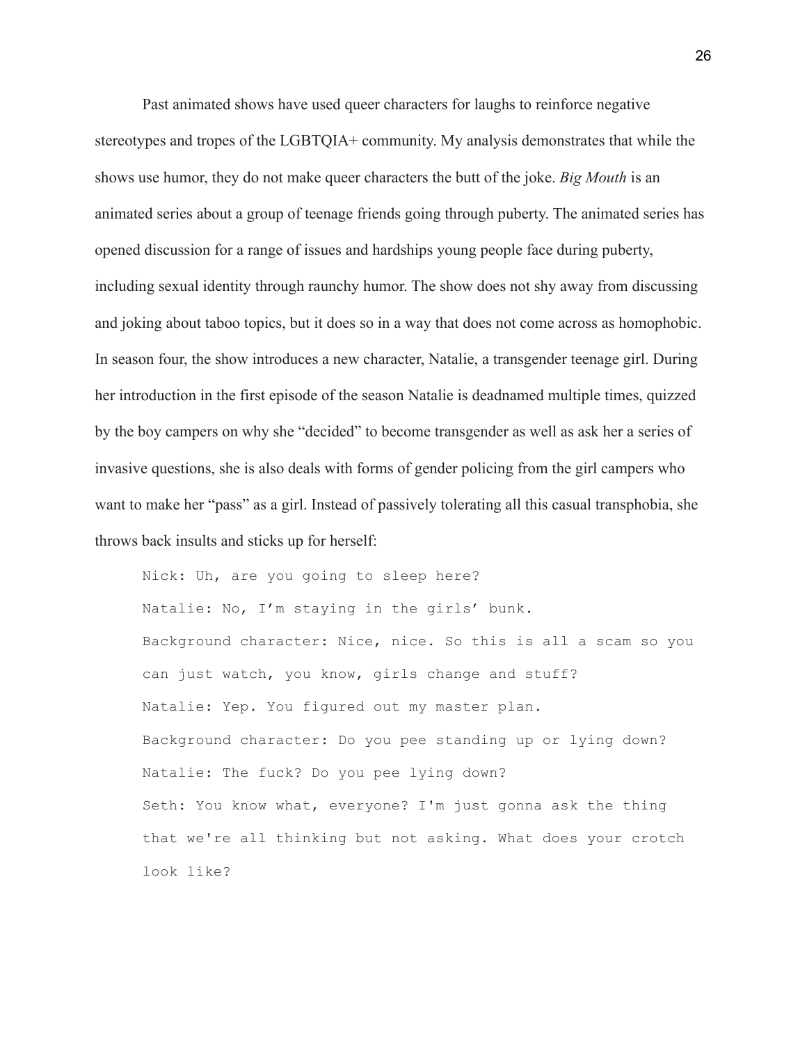Past animated shows have used queer characters for laughs to reinforce negative stereotypes and tropes of the LGBTQIA+ community. My analysis demonstrates that while the shows use humor, they do not make queer characters the butt of the joke. *Big Mouth* is an animated series about a group of teenage friends going through puberty. The animated series has opened discussion for a range of issues and hardships young people face during puberty, including sexual identity through raunchy humor. The show does not shy away from discussing and joking about taboo topics, but it does so in a way that does not come across as homophobic. In season four, the show introduces a new character, Natalie, a transgender teenage girl. During her introduction in the first episode of the season Natalie is deadnamed multiple times, quizzed by the boy campers on why she "decided" to become transgender as well as ask her a series of invasive questions, she is also deals with forms of gender policing from the girl campers who want to make her "pass" as a girl. Instead of passively tolerating all this casual transphobia, she throws back insults and sticks up for herself:

```
Nick: Uh, are you going to sleep here?
Natalie: No, I'm staying in the girls' bunk.
Background character: Nice, nice. So this is all a scam so you
can just watch, you know, girls change and stuff?
Natalie: Yep. You figured out my master plan.
Background character: Do you pee standing up or lying down?
Natalie: The fuck? Do you pee lying down?
Seth: You know what, everyone? I'm just gonna ask the thing
that we're all thinking but not asking. What does your crotch
look like?
```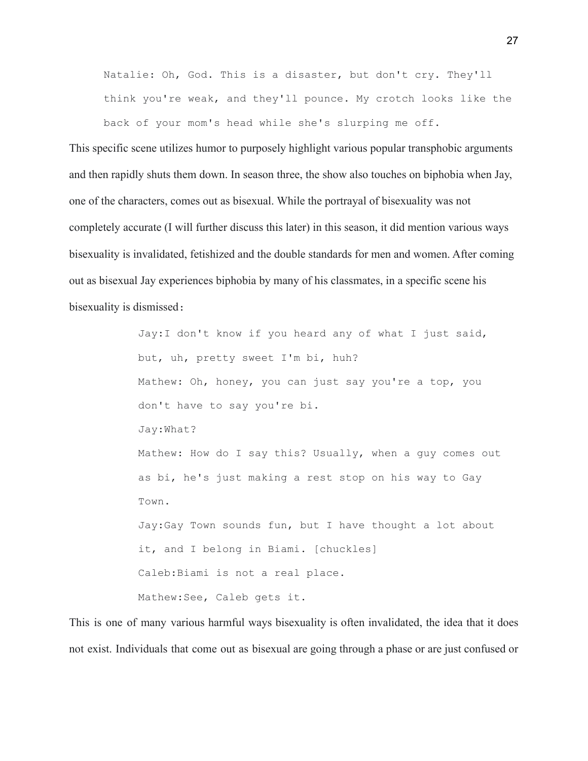```
Natalie: Oh, God. This is a disaster, but don't cry. They'll
think you're weak, and they'll pounce. My crotch looks like the
back of your mom's head while she's slurping me off.
```

This specific scene utilizes humor to purposely highlight various popular transphobic arguments and then rapidly shuts them down. In season three, the show also touches on biphobia when Jay, one of the characters, comes out as bisexual. While the portrayal of bisexuality was not completely accurate (I will further discuss this later) in this season, it did mention various ways bisexuality is invalidated, fetishized and the double standards for men and women. After coming out as bisexual Jay experiences biphobia by many of his classmates, in a specific scene his bisexuality is dismissed：

```
Jay:I don't know if you heard any of what I just said,
but, uh, pretty sweet I'm bi, huh?
Mathew: Oh, honey, you can just say you're a top, you
don't have to say you're bi.
Jay:What?
Mathew: How do I say this? Usually, when a guy comes out
as bi, he's just making a rest stop on his way to Gay
Town.
Jay:Gay Town sounds fun, but I have thought a lot about
it, and I belong in Biami. [chuckles]
Caleb:Biami is not a real place.
Mathew:See, Caleb gets it.
```

This is one of many various harmful ways bisexuality is often invalidated, the idea that it does not exist. Individuals that come out as bisexual are going through a phase or are just confused or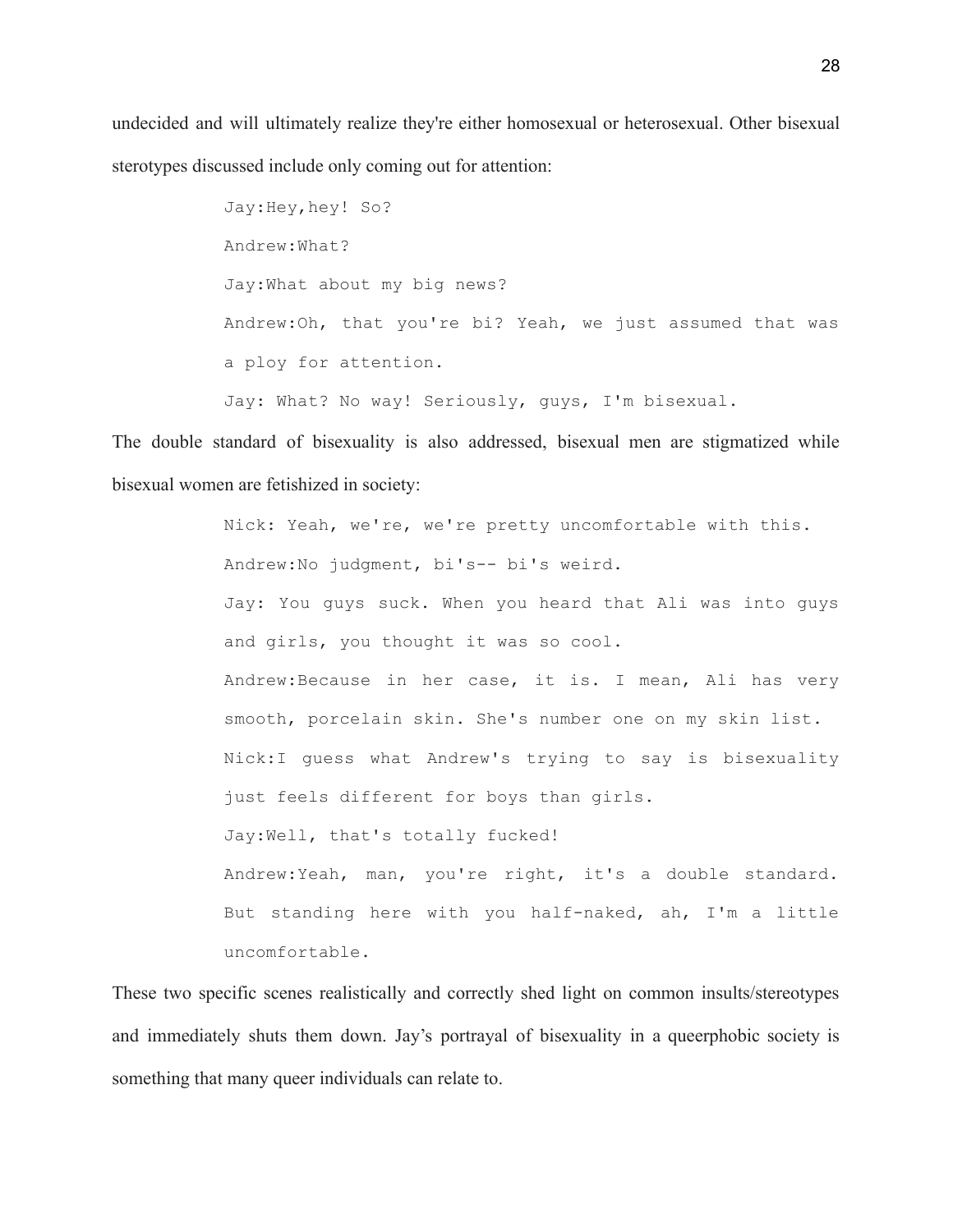undecided and will ultimately realize they're either homosexual or heterosexual. Other bisexual sterotypes discussed include only coming out for attention:

> Jay:Hey,hey! So?
>
> Andrew:What?
>
> Jay:What about my big news?
>
> Andrew:Oh, that you're bi? Yeah, we just assumed that was a ploy for attention.
>
> Jay: What? No way! Seriously, guys, I'm bisexual.

The double standard of bisexuality is also addressed, bisexual men are stigmatized while bisexual women are fetishized in society:

> Nick: Yeah, we're, we're pretty uncomfortable with this.
>
> Andrew:No judgment, bi's-- bi's weird.
>
> Jay: You guys suck. When you heard that Ali was into guys and girls, you thought it was so cool.
>
> Andrew:Because in her case, it is. I mean, Ali has very smooth, porcelain skin. She's number one on my skin list.
>
> Nick:I guess what Andrew's trying to say is bisexuality just feels different for boys than girls.
>
> Jay:Well, that's totally fucked!
>
> Andrew:Yeah, man, you're right, it's a double standard. But standing here with you half-naked, ah, I'm a little uncomfortable.

These two specific scenes realistically and correctly shed light on common insults/stereotypes and immediately shuts them down. Jay's portrayal of bisexuality in a queerphobic society is something that many queer individuals can relate to.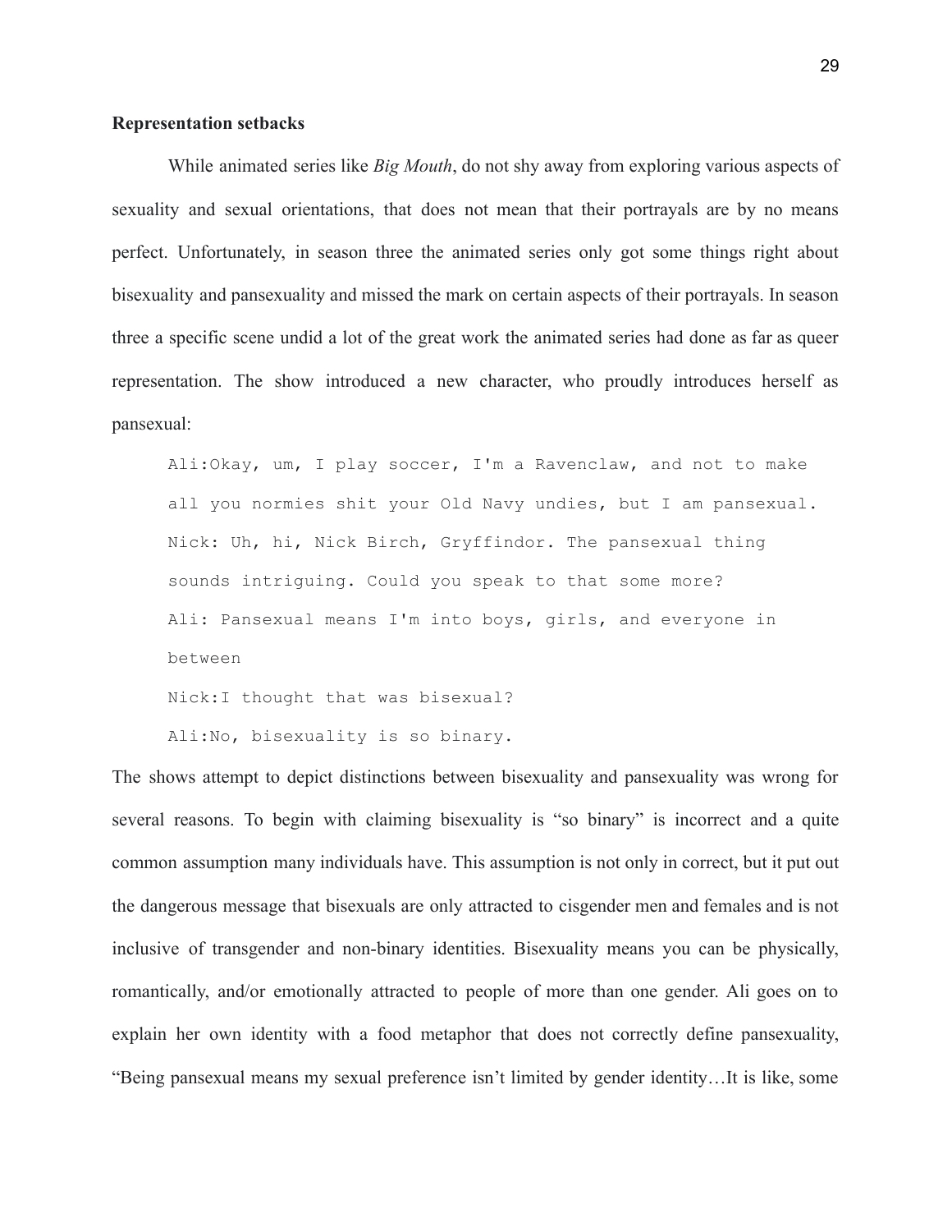**Representation setbacks**

While animated series like *Big Mouth*, do not shy away from exploring various aspects of sexuality and sexual orientations, that does not mean that their portrayals are by no means perfect. Unfortunately, in season three the animated series only got some things right about bisexuality and pansexuality and missed the mark on certain aspects of their portrayals. In season three a specific scene undid a lot of the great work the animated series had done as far as queer representation. The show introduced a new character, who proudly introduces herself as pansexual:

```
Ali:Okay, um, I play soccer, I'm a Ravenclaw, and not to make
all you normies shit your Old Navy undies, but I am pansexual.
Nick: Uh, hi, Nick Birch, Gryffindor. The pansexual thing
sounds intriguing. Could you speak to that some more?
Ali: Pansexual means I'm into boys, girls, and everyone in
between
Nick:I thought that was bisexual?
Ali:No, bisexuality is so binary.
```

The shows attempt to depict distinctions between bisexuality and pansexuality was wrong for several reasons. To begin with claiming bisexuality is "so binary" is incorrect and a quite common assumption many individuals have. This assumption is not only in correct, but it put out the dangerous message that bisexuals are only attracted to cisgender men and females and is not inclusive of transgender and non-binary identities. Bisexuality means you can be physically, romantically, and/or emotionally attracted to people of more than one gender. Ali goes on to explain her own identity with a food metaphor that does not correctly define pansexuality, "Being pansexual means my sexual preference isn't limited by gender identity…It is like, some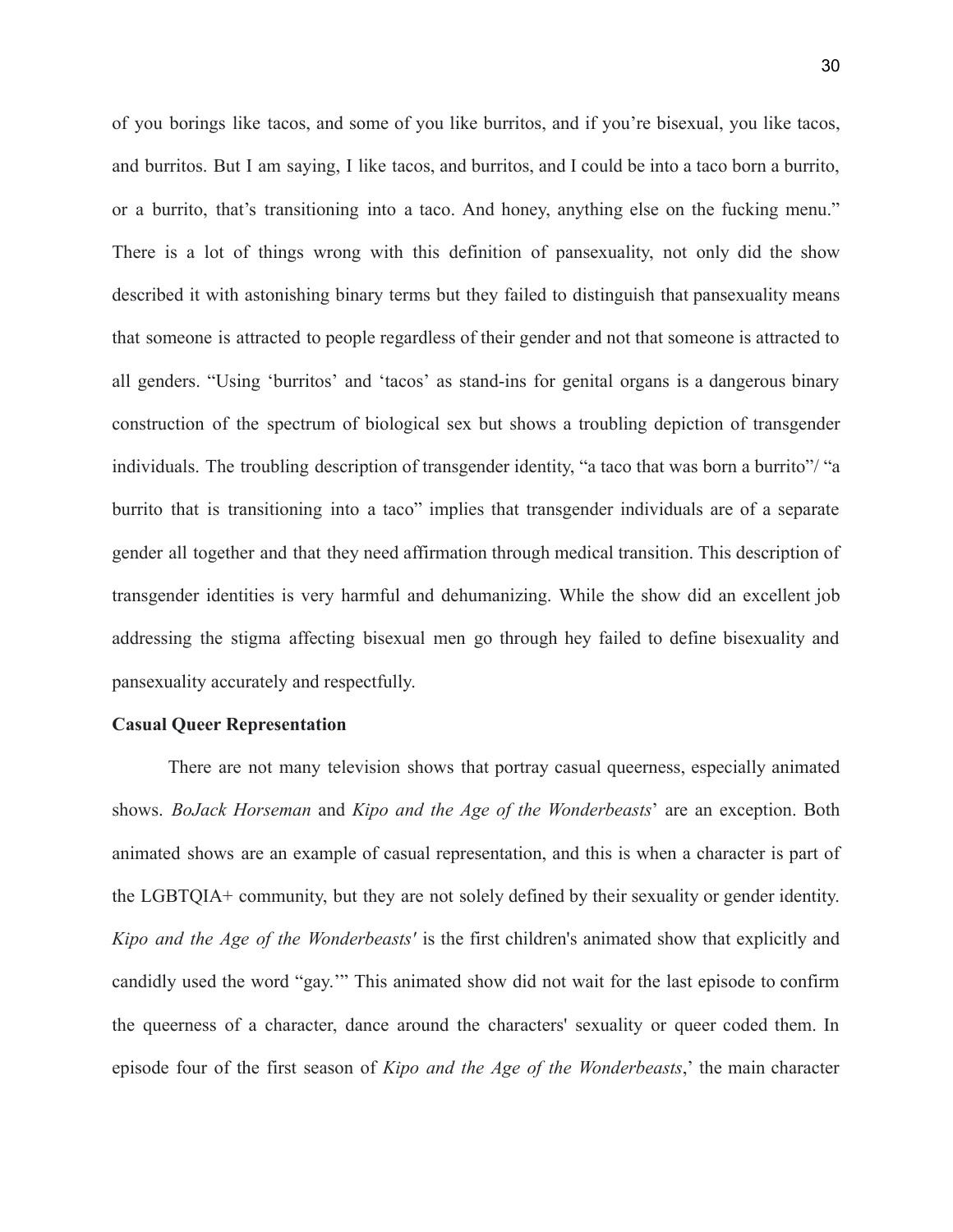of you borings like tacos, and some of you like burritos, and if you're bisexual, you like tacos, and burritos. But I am saying, I like tacos, and burritos, and I could be into a taco born a burrito, or a burrito, that's transitioning into a taco. And honey, anything else on the fucking menu." There is a lot of things wrong with this definition of pansexuality, not only did the show described it with astonishing binary terms but they failed to distinguish that pansexuality means that someone is attracted to people regardless of their gender and not that someone is attracted to all genders. "Using 'burritos' and 'tacos' as stand-ins for genital organs is a dangerous binary construction of the spectrum of biological sex but shows a troubling depiction of transgender individuals. The troubling description of transgender identity, "a taco that was born a burrito"/ "a burrito that is transitioning into a taco" implies that transgender individuals are of a separate gender all together and that they need affirmation through medical transition. This description of transgender identities is very harmful and dehumanizing. While the show did an excellent job addressing the stigma affecting bisexual men go through hey failed to define bisexuality and pansexuality accurately and respectfully.

**Casual Queer Representation**

There are not many television shows that portray casual queerness, especially animated shows. *BoJack Horseman* and *Kipo and the Age of the Wonderbeasts*' are an exception. Both animated shows are an example of casual representation, and this is when a character is part of the LGBTQIA+ community, but they are not solely defined by their sexuality or gender identity. *Kipo and the Age of the Wonderbeasts'* is the first children's animated show that explicitly and candidly used the word "gay.'" This animated show did not wait for the last episode to confirm the queerness of a character, dance around the characters' sexuality or queer coded them. In episode four of the first season of *Kipo and the Age of the Wonderbeasts*,' the main character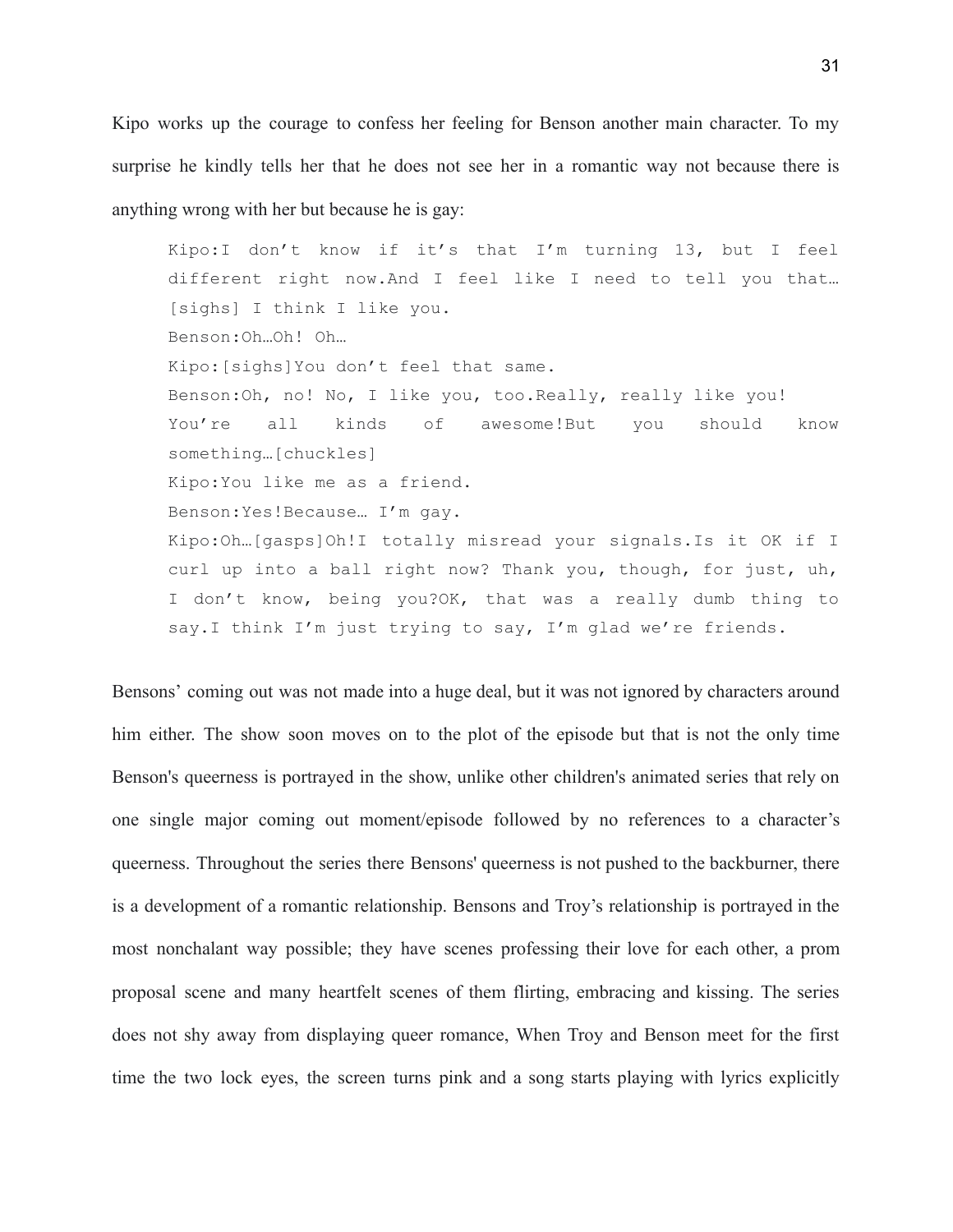Kipo works up the courage to confess her feeling for Benson another main character. To my surprise he kindly tells her that he does not see her in a romantic way not because there is anything wrong with her but because he is gay:

```
Kipo:I don't know if it's that I'm turning 13, but I feel
different right now.And I feel like I need to tell you that…
[sighs] I think I like you.
Benson:Oh…Oh! Oh…
Kipo:[sighs]You don't feel that same.
Benson:Oh, no! No, I like you, too.Really, really like you!
You're all kinds of awesome!But you should know
something…[chuckles]
Kipo:You like me as a friend.
Benson:Yes!Because… I'm gay.
Kipo:Oh…[gasps]Oh!I totally misread your signals.Is it OK if I
curl up into a ball right now? Thank you, though, for just, uh,
I don't know, being you?OK, that was a really dumb thing to
say.I think I'm just trying to say, I'm glad we're friends.
```

Bensons' coming out was not made into a huge deal, but it was not ignored by characters around him either. The show soon moves on to the plot of the episode but that is not the only time Benson's queerness is portrayed in the show, unlike other children's animated series that rely on one single major coming out moment/episode followed by no references to a character's queerness. Throughout the series there Bensons' queerness is not pushed to the backburner, there is a development of a romantic relationship. Bensons and Troy's relationship is portrayed in the most nonchalant way possible; they have scenes professing their love for each other, a prom proposal scene and many heartfelt scenes of them flirting, embracing and kissing. The series does not shy away from displaying queer romance, When Troy and Benson meet for the first time the two lock eyes, the screen turns pink and a song starts playing with lyrics explicitly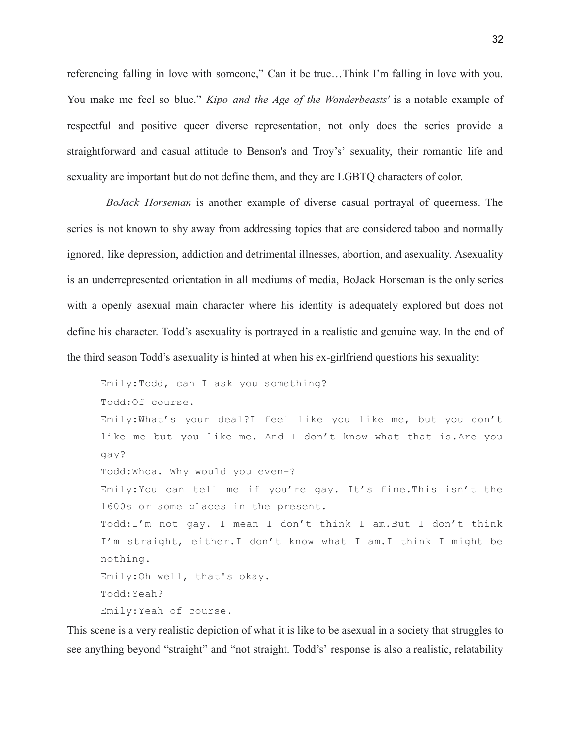referencing falling in love with someone," Can it be true…Think I'm falling in love with you. You make me feel so blue." *Kipo and the Age of the Wonderbeasts'* is a notable example of respectful and positive queer diverse representation, not only does the series provide a straightforward and casual attitude to Benson's and Troy's' sexuality, their romantic life and sexuality are important but do not define them, and they are LGBTQ characters of color.

*BoJack Horseman* is another example of diverse casual portrayal of queerness. The series is not known to shy away from addressing topics that are considered taboo and normally ignored, like depression, addiction and detrimental illnesses, abortion, and asexuality. Asexuality is an underrepresented orientation in all mediums of media, BoJack Horseman is the only series with a openly asexual main character where his identity is adequately explored but does not define his character. Todd's asexuality is portrayed in a realistic and genuine way. In the end of the third season Todd's asexuality is hinted at when his ex-girlfriend questions his sexuality:

```
Emily:Todd, can I ask you something?
Todd:Of course.
Emily:What's your deal?I feel like you like me, but you don't
like me but you like me. And I don't know what that is.Are you
gay?
Todd:Whoa. Why would you even-?
Emily:You can tell me if you're gay. It's fine.This isn't the
1600s or some places in the present.
Todd:I'm not gay. I mean I don't think I am.But I don't think
I'm straight, either.I don't know what I am.I think I might be
nothing.
Emily:Oh well, that's okay.
Todd:Yeah?
Emily:Yeah of course.
```

This scene is a very realistic depiction of what it is like to be asexual in a society that struggles to see anything beyond "straight" and "not straight. Todd's' response is also a realistic, relatability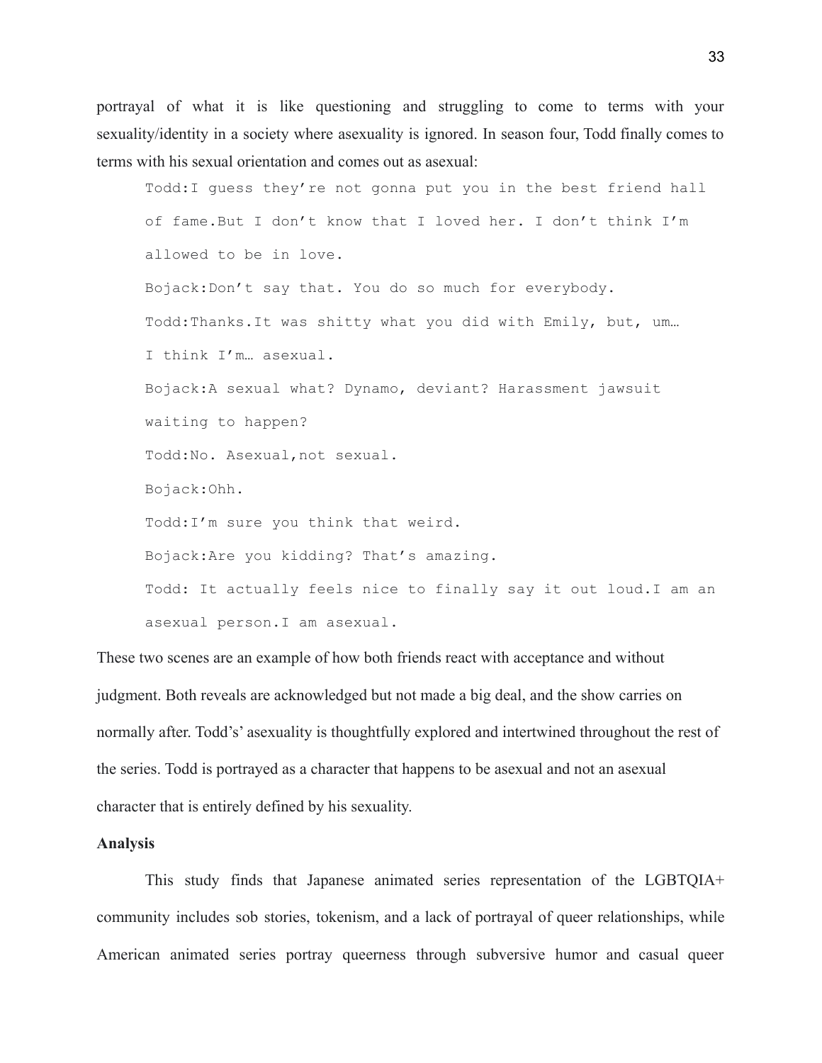portrayal of what it is like questioning and struggling to come to terms with your sexuality/identity in a society where asexuality is ignored. In season four, Todd finally comes to terms with his sexual orientation and comes out as asexual:

```
Todd:I guess they're not gonna put you in the best friend hall
of fame.But I don't know that I loved her. I don't think I'm
allowed to be in love.
Bojack:Don't say that. You do so much for everybody.
Todd:Thanks.It was shitty what you did with Emily, but, um…
I think I'm… asexual.
Bojack:A sexual what? Dynamo, deviant? Harassment jawsuit
waiting to happen?
Todd:No. Asexual,not sexual.
Bojack:Ohh.
Todd:I'm sure you think that weird.
Bojack:Are you kidding? That's amazing.
Todd: It actually feels nice to finally say it out loud.I am an
asexual person.I am asexual.
```

These two scenes are an example of how both friends react with acceptance and without judgment. Both reveals are acknowledged but not made a big deal, and the show carries on normally after. Todd's' asexuality is thoughtfully explored and intertwined throughout the rest of the series. Todd is portrayed as a character that happens to be asexual and not an asexual character that is entirely defined by his sexuality.

**Analysis**

This study finds that Japanese animated series representation of the LGBTQIA+ community includes sob stories, tokenism, and a lack of portrayal of queer relationships, while American animated series portray queerness through subversive humor and casual queer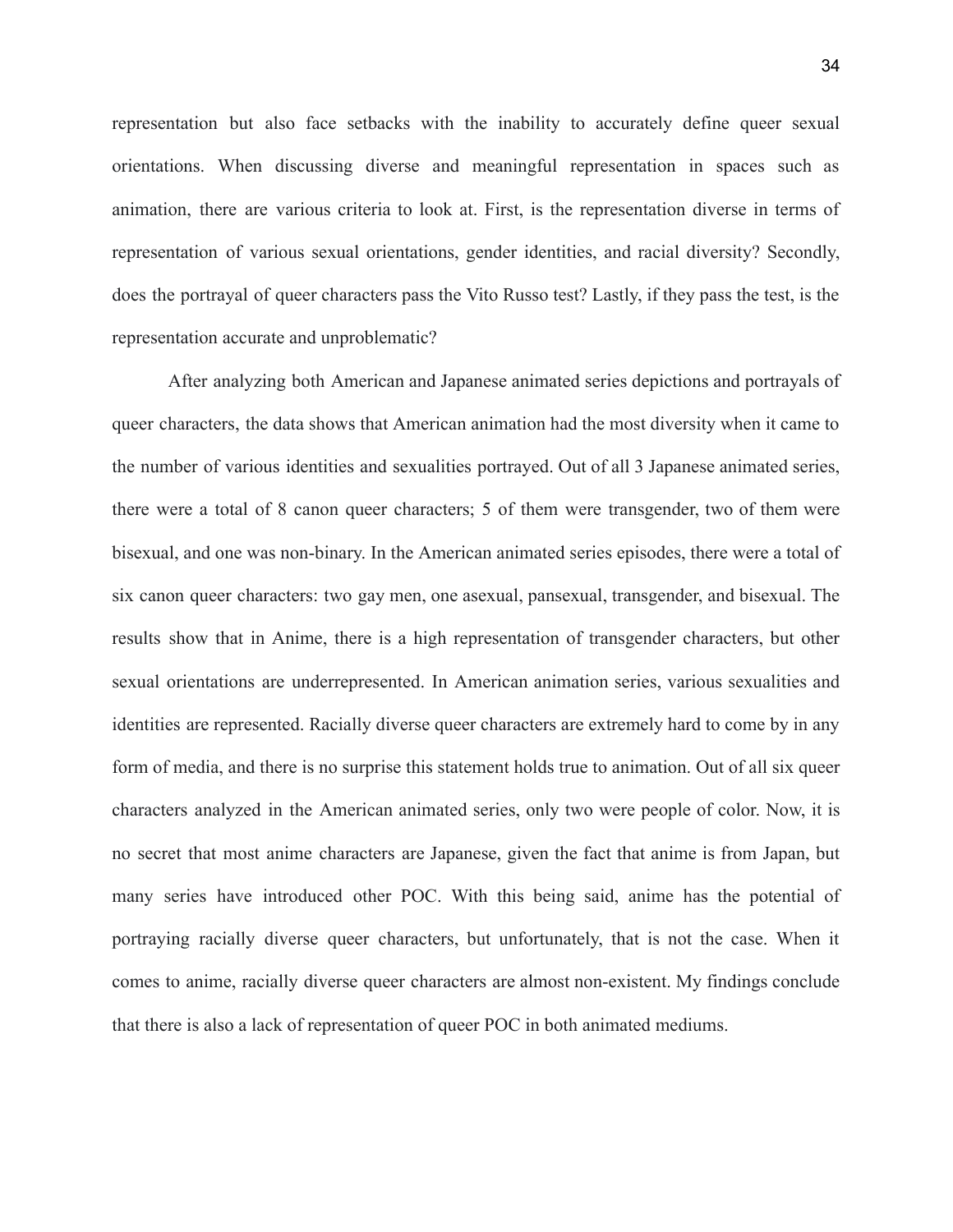representation but also face setbacks with the inability to accurately define queer sexual orientations. When discussing diverse and meaningful representation in spaces such as animation, there are various criteria to look at. First, is the representation diverse in terms of representation of various sexual orientations, gender identities, and racial diversity? Secondly, does the portrayal of queer characters pass the Vito Russo test? Lastly, if they pass the test, is the representation accurate and unproblematic?

After analyzing both American and Japanese animated series depictions and portrayals of queer characters, the data shows that American animation had the most diversity when it came to the number of various identities and sexualities portrayed. Out of all 3 Japanese animated series, there were a total of 8 canon queer characters; 5 of them were transgender, two of them were bisexual, and one was non-binary. In the American animated series episodes, there were a total of six canon queer characters: two gay men, one asexual, pansexual, transgender, and bisexual. The results show that in Anime, there is a high representation of transgender characters, but other sexual orientations are underrepresented. In American animation series, various sexualities and identities are represented. Racially diverse queer characters are extremely hard to come by in any form of media, and there is no surprise this statement holds true to animation. Out of all six queer characters analyzed in the American animated series, only two were people of color. Now, it is no secret that most anime characters are Japanese, given the fact that anime is from Japan, but many series have introduced other POC. With this being said, anime has the potential of portraying racially diverse queer characters, but unfortunately, that is not the case. When it comes to anime, racially diverse queer characters are almost non-existent. My findings conclude that there is also a lack of representation of queer POC in both animated mediums.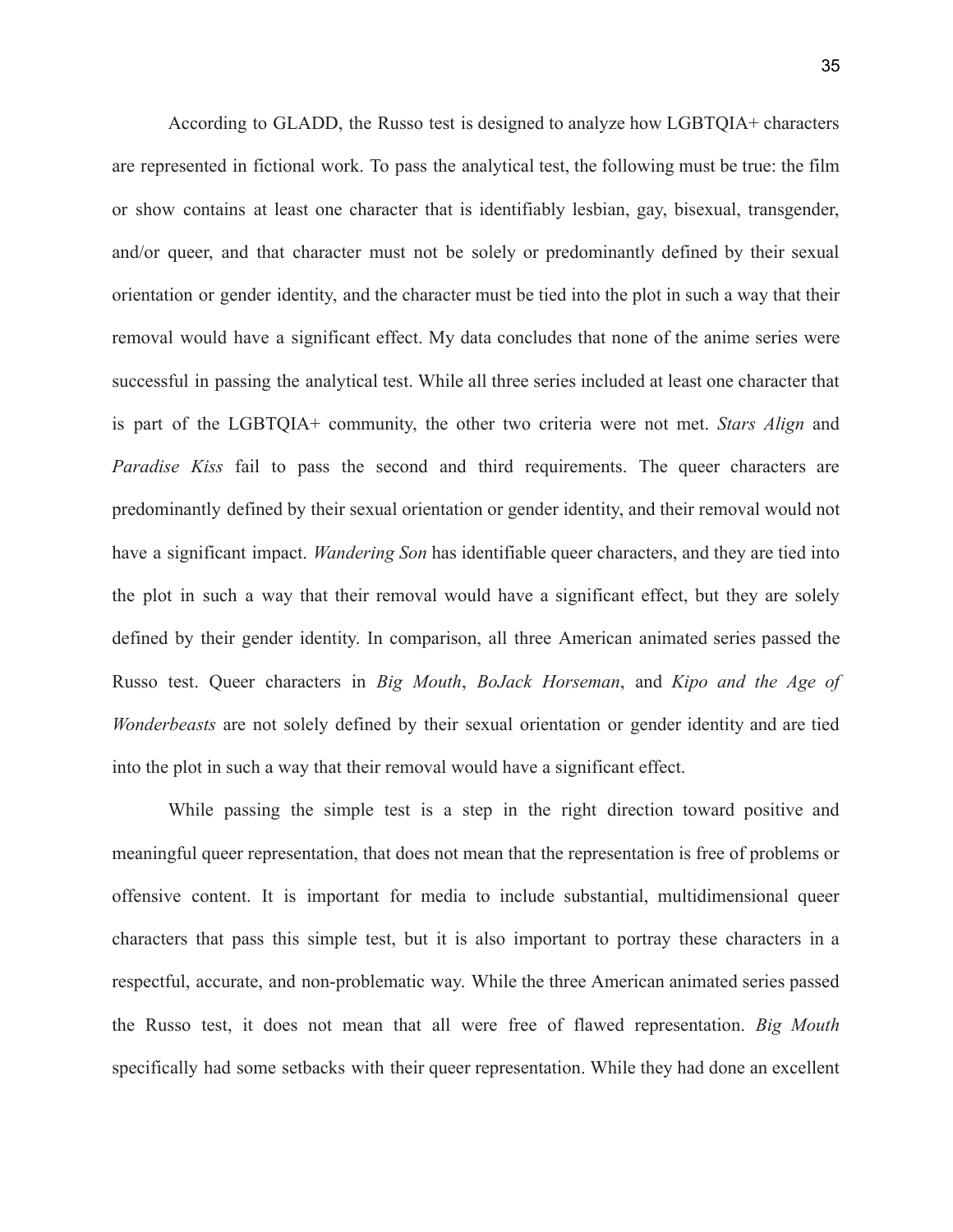According to GLADD, the Russo test is designed to analyze how LGBTQIA+ characters are represented in fictional work. To pass the analytical test, the following must be true: the film or show contains at least one character that is identifiably lesbian, gay, bisexual, transgender, and/or queer, and that character must not be solely or predominantly defined by their sexual orientation or gender identity, and the character must be tied into the plot in such a way that their removal would have a significant effect. My data concludes that none of the anime series were successful in passing the analytical test. While all three series included at least one character that is part of the LGBTQIA+ community, the other two criteria were not met. *Stars Align* and *Paradise Kiss* fail to pass the second and third requirements. The queer characters are predominantly defined by their sexual orientation or gender identity, and their removal would not have a significant impact. *Wandering Son* has identifiable queer characters, and they are tied into the plot in such a way that their removal would have a significant effect, but they are solely defined by their gender identity. In comparison, all three American animated series passed the Russo test. Queer characters in *Big Mouth*, *BoJack Horseman*, and *Kipo and the Age of Wonderbeasts* are not solely defined by their sexual orientation or gender identity and are tied into the plot in such a way that their removal would have a significant effect.

While passing the simple test is a step in the right direction toward positive and meaningful queer representation, that does not mean that the representation is free of problems or offensive content. It is important for media to include substantial, multidimensional queer characters that pass this simple test, but it is also important to portray these characters in a respectful, accurate, and non-problematic way. While the three American animated series passed the Russo test, it does not mean that all were free of flawed representation. *Big Mouth* specifically had some setbacks with their queer representation. While they had done an excellent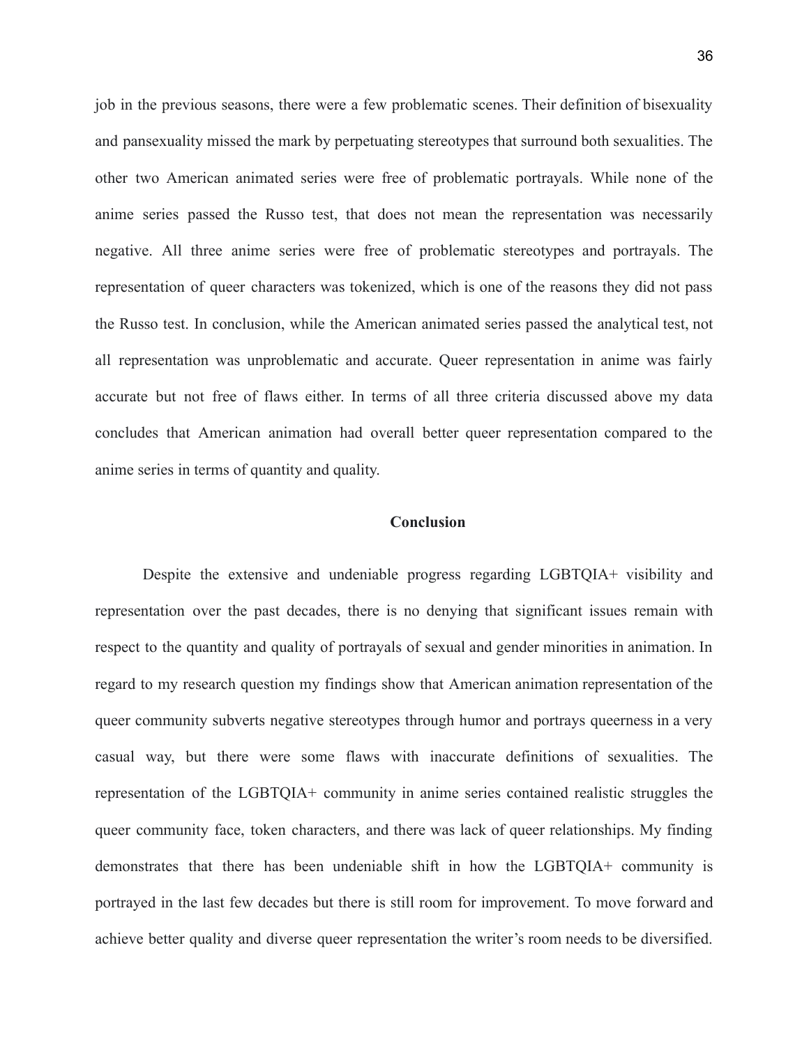job in the previous seasons, there were a few problematic scenes. Their definition of bisexuality and pansexuality missed the mark by perpetuating stereotypes that surround both sexualities. The other two American animated series were free of problematic portrayals. While none of the anime series passed the Russo test, that does not mean the representation was necessarily negative. All three anime series were free of problematic stereotypes and portrayals. The representation of queer characters was tokenized, which is one of the reasons they did not pass the Russo test. In conclusion, while the American animated series passed the analytical test, not all representation was unproblematic and accurate. Queer representation in anime was fairly accurate but not free of flaws either. In terms of all three criteria discussed above my data concludes that American animation had overall better queer representation compared to the anime series in terms of quantity and quality.

## Conclusion

Despite the extensive and undeniable progress regarding LGBTQIA+ visibility and representation over the past decades, there is no denying that significant issues remain with respect to the quantity and quality of portrayals of sexual and gender minorities in animation. In regard to my research question my findings show that American animation representation of the queer community subverts negative stereotypes through humor and portrays queerness in a very casual way, but there were some flaws with inaccurate definitions of sexualities. The representation of the LGBTQIA+ community in anime series contained realistic struggles the queer community face, token characters, and there was lack of queer relationships. My finding demonstrates that there has been undeniable shift in how the LGBTQIA+ community is portrayed in the last few decades but there is still room for improvement. To move forward and achieve better quality and diverse queer representation the writer's room needs to be diversified.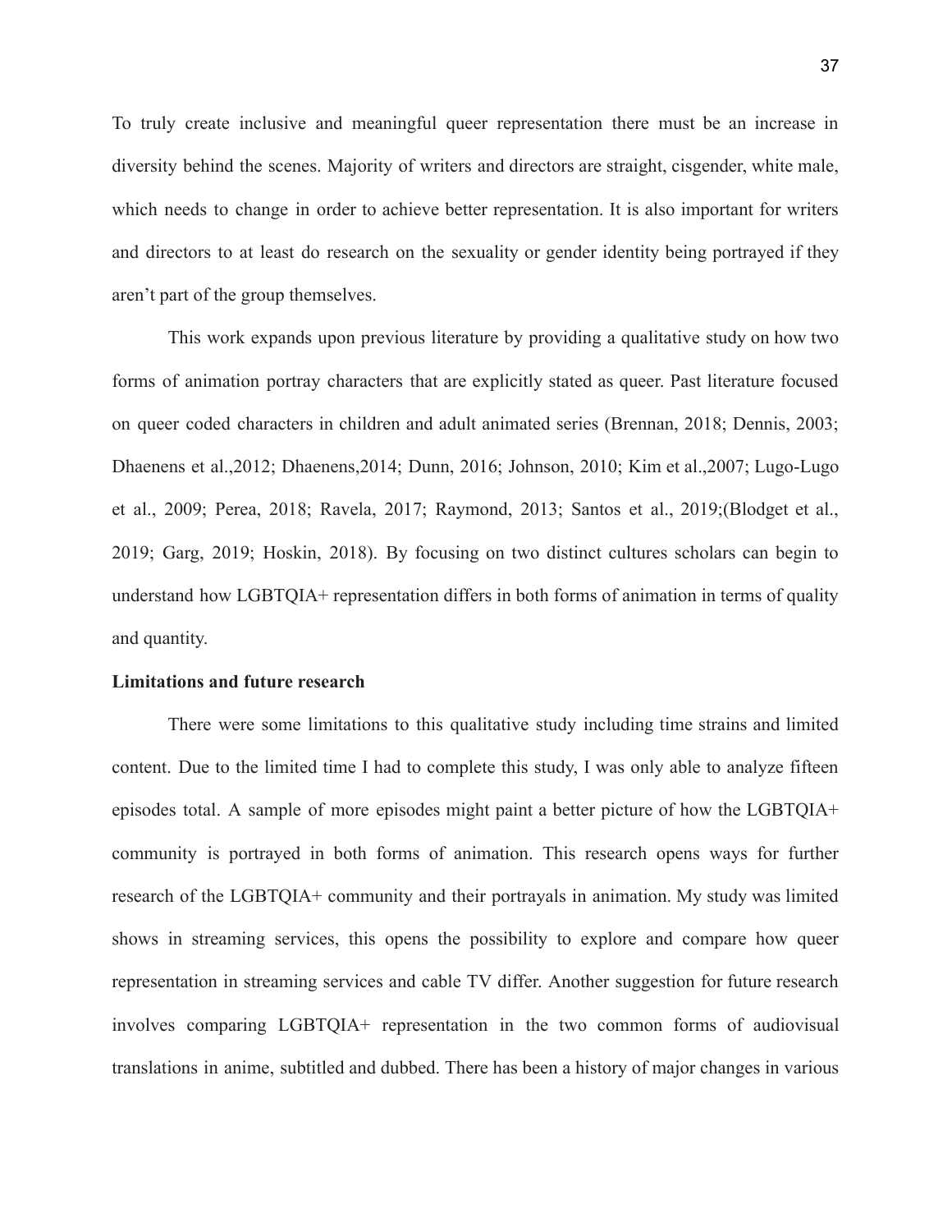To truly create inclusive and meaningful queer representation there must be an increase in diversity behind the scenes. Majority of writers and directors are straight, cisgender, white male, which needs to change in order to achieve better representation. It is also important for writers and directors to at least do research on the sexuality or gender identity being portrayed if they aren't part of the group themselves.

This work expands upon previous literature by providing a qualitative study on how two forms of animation portray characters that are explicitly stated as queer. Past literature focused on queer coded characters in children and adult animated series (Brennan, 2018; Dennis, 2003; Dhaenens et al.,2012; Dhaenens,2014; Dunn, 2016; Johnson, 2010; Kim et al.,2007; Lugo-Lugo et al., 2009; Perea, 2018; Ravela, 2017; Raymond, 2013; Santos et al., 2019;(Blodget et al., 2019; Garg, 2019; Hoskin, 2018). By focusing on two distinct cultures scholars can begin to understand how LGBTQIA+ representation differs in both forms of animation in terms of quality and quantity.

**Limitations and future research**

There were some limitations to this qualitative study including time strains and limited content. Due to the limited time I had to complete this study, I was only able to analyze fifteen episodes total. A sample of more episodes might paint a better picture of how the LGBTQIA+ community is portrayed in both forms of animation. This research opens ways for further research of the LGBTQIA+ community and their portrayals in animation. My study was limited shows in streaming services, this opens the possibility to explore and compare how queer representation in streaming services and cable TV differ. Another suggestion for future research involves comparing LGBTQIA+ representation in the two common forms of audiovisual translations in anime, subtitled and dubbed. There has been a history of major changes in various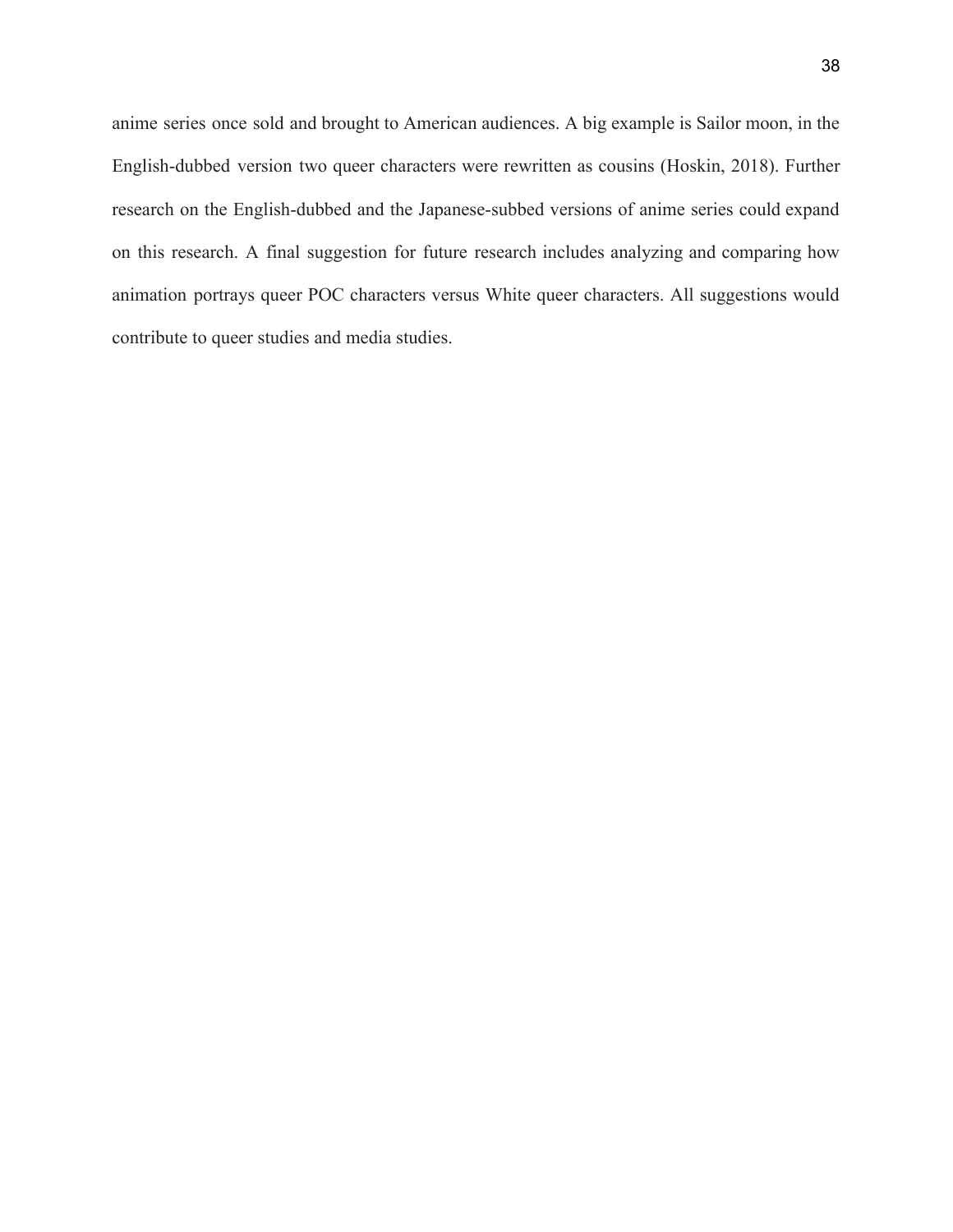anime series once sold and brought to American audiences. A big example is Sailor moon, in the English-dubbed version two queer characters were rewritten as cousins (Hoskin, 2018). Further research on the English-dubbed and the Japanese-subbed versions of anime series could expand on this research. A final suggestion for future research includes analyzing and comparing how animation portrays queer POC characters versus White queer characters. All suggestions would contribute to queer studies and media studies.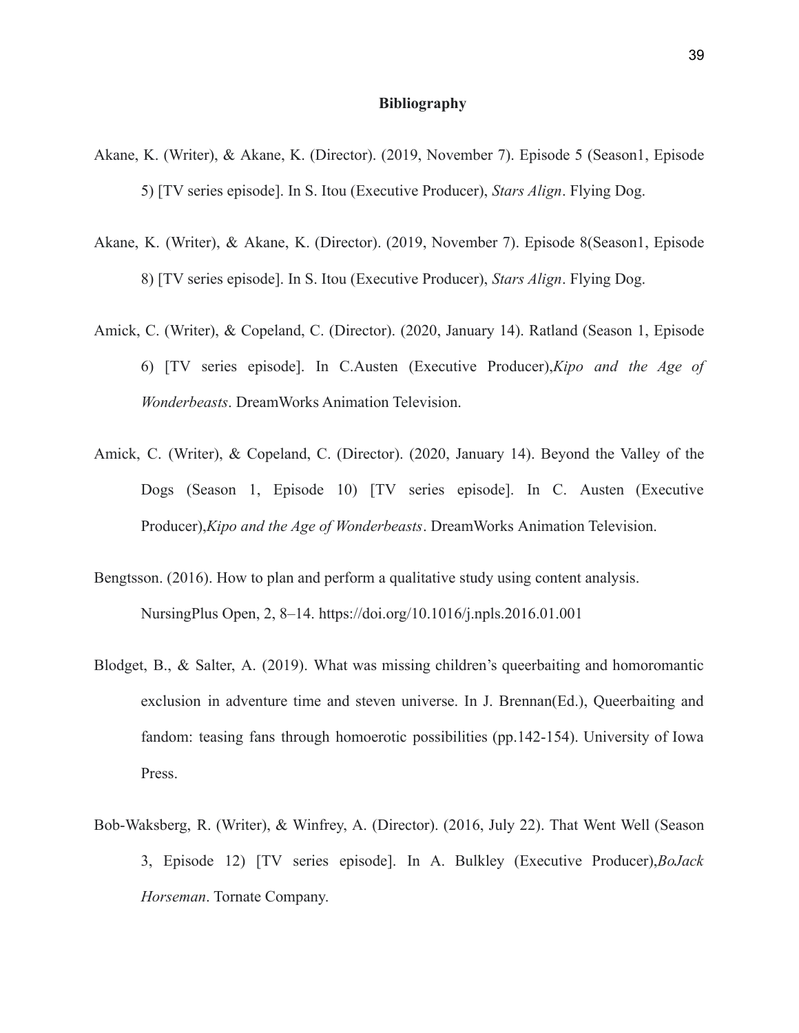## Bibliography

Akane, K. (Writer), & Akane, K. (Director). (2019, November 7). Episode 5 (Season1, Episode 5) [TV series episode]. In S. Itou (Executive Producer), *Stars Align*. Flying Dog.

Akane, K. (Writer), & Akane, K. (Director). (2019, November 7). Episode 8(Season1, Episode 8) [TV series episode]. In S. Itou (Executive Producer), *Stars Align*. Flying Dog.

Amick, C. (Writer), & Copeland, C. (Director). (2020, January 14). Ratland (Season 1, Episode 6) [TV series episode]. In C.Austen (Executive Producer),*Kipo and the Age of Wonderbeasts*. DreamWorks Animation Television.

Amick, C. (Writer), & Copeland, C. (Director). (2020, January 14). Beyond the Valley of the Dogs (Season 1, Episode 10) [TV series episode]. In C. Austen (Executive Producer),*Kipo and the Age of Wonderbeasts*. DreamWorks Animation Television.

Bengtsson. (2016). How to plan and perform a qualitative study using content analysis. NursingPlus Open, 2, 8–14. https://doi.org/10.1016/j.npls.2016.01.001

Blodget, B., & Salter, A. (2019). What was missing children's queerbaiting and homoromantic exclusion in adventure time and steven universe. In J. Brennan(Ed.), Queerbaiting and fandom: teasing fans through homoerotic possibilities (pp.142-154). University of Iowa Press.

Bob-Waksberg, R. (Writer), & Winfrey, A. (Director). (2016, July 22). That Went Well (Season 3, Episode 12) [TV series episode]. In A. Bulkley (Executive Producer),*BoJack Horseman*. Tornate Company.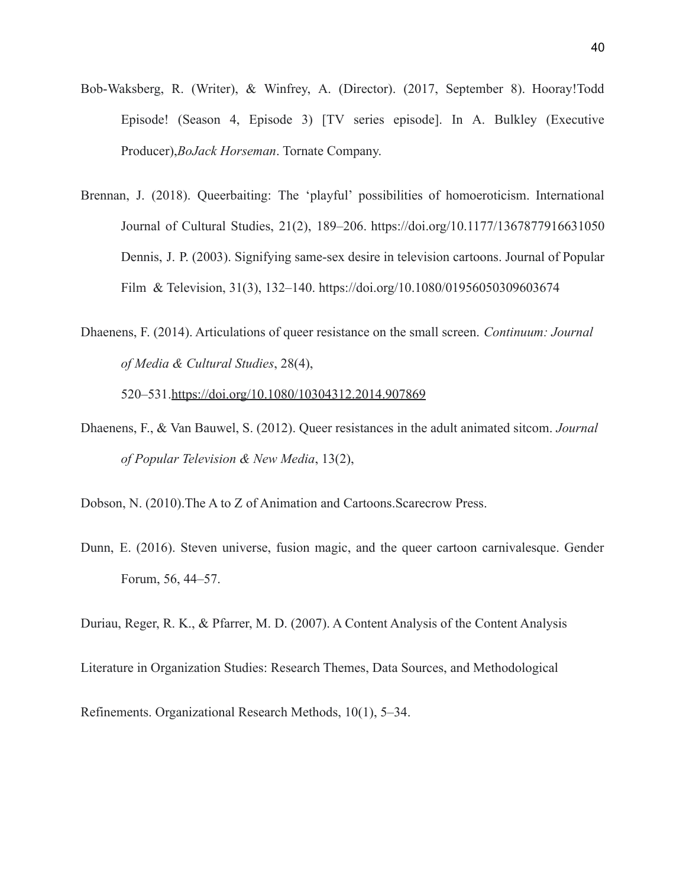Bob-Waksberg, R. (Writer), & Winfrey, A. (Director). (2017, September 8). Hooray!Todd Episode! (Season 4, Episode 3) [TV series episode]. In A. Bulkley (Executive Producer),*BoJack Horseman*. Tornate Company.

Brennan, J. (2018). Queerbaiting: The 'playful' possibilities of homoeroticism. International Journal of Cultural Studies, 21(2), 189–206. https://doi.org/10.1177/1367877916631050

Dennis, J. P. (2003). Signifying same-sex desire in television cartoons. Journal of Popular Film & Television, 31(3), 132–140. https://doi.org/10.1080/01956050309603674

Dhaenens, F. (2014). Articulations of queer resistance on the small screen. *Continuum: Journal of Media & Cultural Studies*, 28(4), 520–531.https://doi.org/10.1080/10304312.2014.907869

Dhaenens, F., & Van Bauwel, S. (2012). Queer resistances in the adult animated sitcom. *Journal of Popular Television & New Media*, 13(2),

Dobson, N. (2010).The A to Z of Animation and Cartoons.Scarecrow Press.

Dunn, E. (2016). Steven universe, fusion magic, and the queer cartoon carnivalesque. Gender Forum, 56, 44–57.

Duriau, Reger, R. K., & Pfarrer, M. D. (2007). A Content Analysis of the Content Analysis Literature in Organization Studies: Research Themes, Data Sources, and Methodological Refinements. Organizational Research Methods, 10(1), 5–34.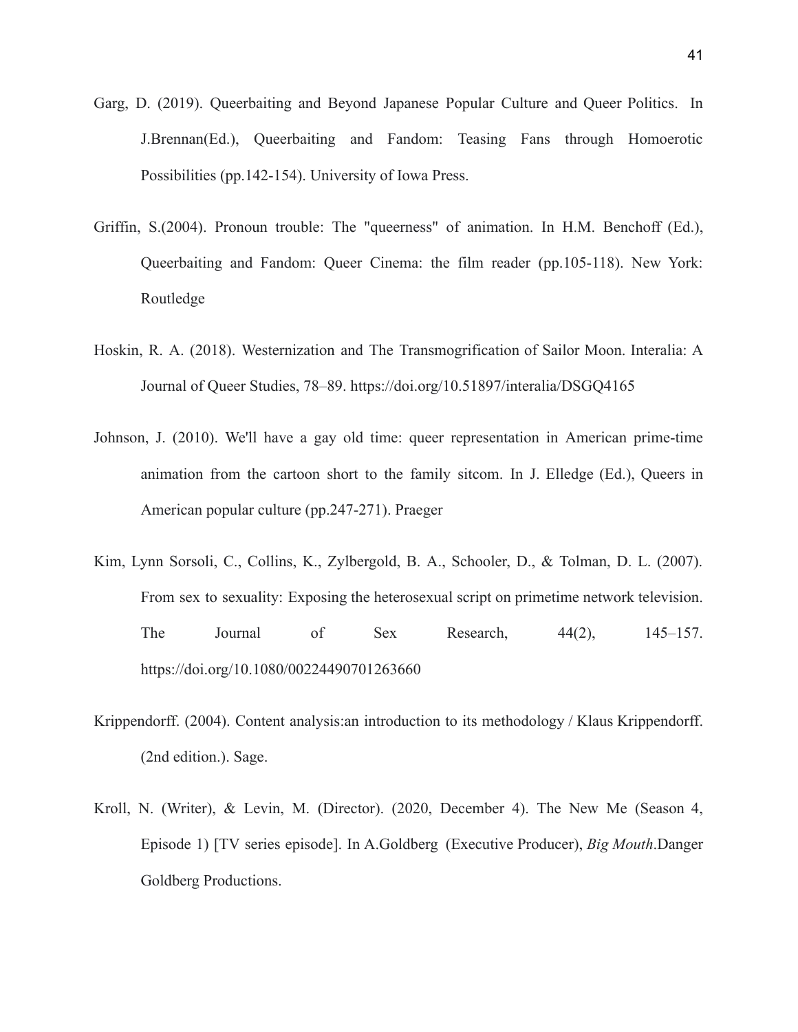Garg, D. (2019). Queerbaiting and Beyond Japanese Popular Culture and Queer Politics. In J.Brennan(Ed.), Queerbaiting and Fandom: Teasing Fans through Homoerotic Possibilities (pp.142-154). University of Iowa Press.

Griffin, S.(2004). Pronoun trouble: The "queerness" of animation. In H.M. Benchoff (Ed.), Queerbaiting and Fandom: Queer Cinema: the film reader (pp.105-118). New York: Routledge

Hoskin, R. A. (2018). Westernization and The Transmogrification of Sailor Moon. Interalia: A Journal of Queer Studies, 78–89. https://doi.org/10.51897/interalia/DSGQ4165

Johnson, J. (2010). We'll have a gay old time: queer representation in American prime-time animation from the cartoon short to the family sitcom. In J. Elledge (Ed.), Queers in American popular culture (pp.247-271). Praeger

Kim, Lynn Sorsoli, C., Collins, K., Zylbergold, B. A., Schooler, D., & Tolman, D. L. (2007). From sex to sexuality: Exposing the heterosexual script on primetime network television. The Journal of Sex Research, 44(2), 145–157. https://doi.org/10.1080/00224490701263660

Krippendorff. (2004). Content analysis:an introduction to its methodology / Klaus Krippendorff. (2nd edition.). Sage.

Kroll, N. (Writer), & Levin, M. (Director). (2020, December 4). The New Me (Season 4, Episode 1) [TV series episode]. In A.Goldberg (Executive Producer), *Big Mouth*.Danger Goldberg Productions.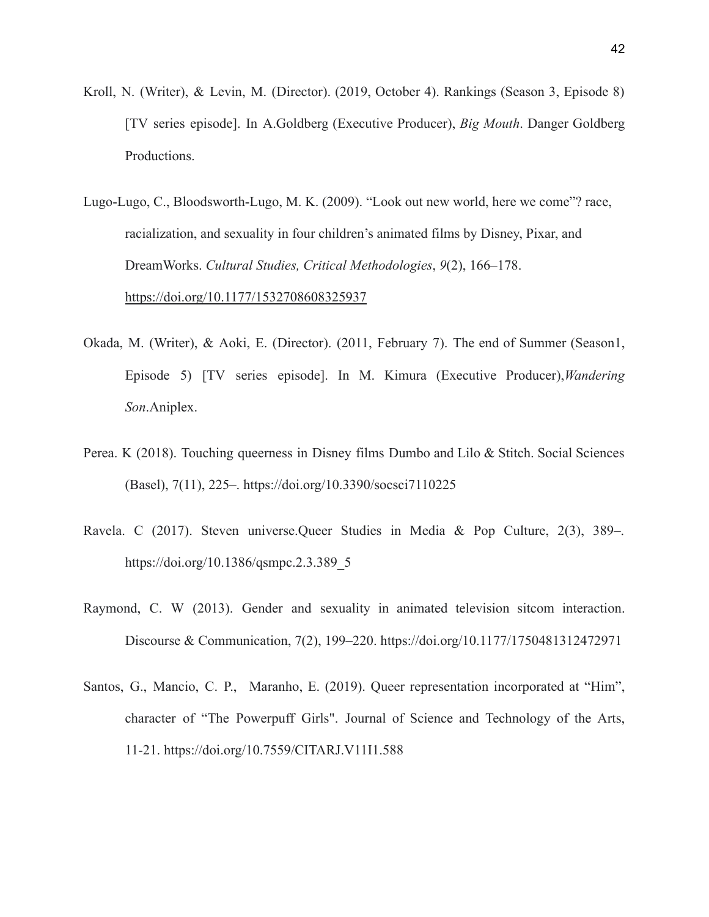Kroll, N. (Writer), & Levin, M. (Director). (2019, October 4). Rankings (Season 3, Episode 8) [TV series episode]. In A.Goldberg (Executive Producer), *Big Mouth*. Danger Goldberg Productions.

Lugo-Lugo, C., Bloodsworth-Lugo, M. K. (2009). "Look out new world, here we come"? race, racialization, and sexuality in four children's animated films by Disney, Pixar, and DreamWorks. *Cultural Studies, Critical Methodologies*, *9*(2), 166–178. https://doi.org/10.1177/1532708608325937

Okada, M. (Writer), & Aoki, E. (Director). (2011, February 7). The end of Summer (Season1, Episode 5) [TV series episode]. In M. Kimura (Executive Producer),*Wandering Son*.Aniplex.

Perea. K (2018). Touching queerness in Disney films Dumbo and Lilo & Stitch. Social Sciences (Basel), 7(11), 225–. https://doi.org/10.3390/socsci7110225

Ravela. C (2017). Steven universe.Queer Studies in Media & Pop Culture, 2(3), 389–. https://doi.org/10.1386/qsmpc.2.3.389_5

Raymond, C. W (2013). Gender and sexuality in animated television sitcom interaction. Discourse & Communication, 7(2), 199–220. https://doi.org/10.1177/1750481312472971

Santos, G., Mancio, C. P., Maranho, E. (2019). Queer representation incorporated at "Him", character of "The Powerpuff Girls". Journal of Science and Technology of the Arts, 11-21. https://doi.org/10.7559/CITARJ.V11I1.588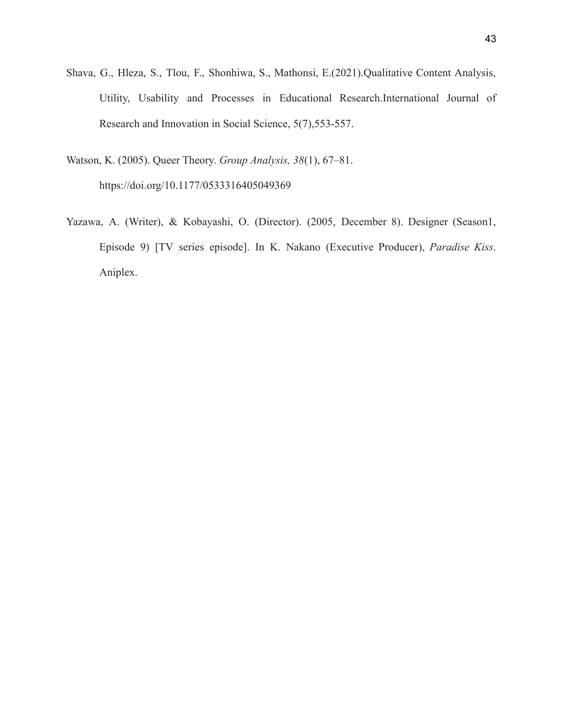Shava, G., Hleza, S., Tlou, F., Shonhiwa, S., Mathonsi, E.(2021).Qualitative Content Analysis, Utility, Usability and Processes in Educational Research.International Journal of Research and Innovation in Social Science, 5(7),553-557.

Watson, K. (2005). Queer Theory. *Group Analysis, 38*(1), 67–81. https://doi.org/10.1177/0533316405049369

Yazawa, A. (Writer), & Kobayashi, O. (Director). (2005, December 8). Designer (Season1, Episode 9) [TV series episode]. In K. Nakano (Executive Producer), *Paradise Kiss*. Aniplex.